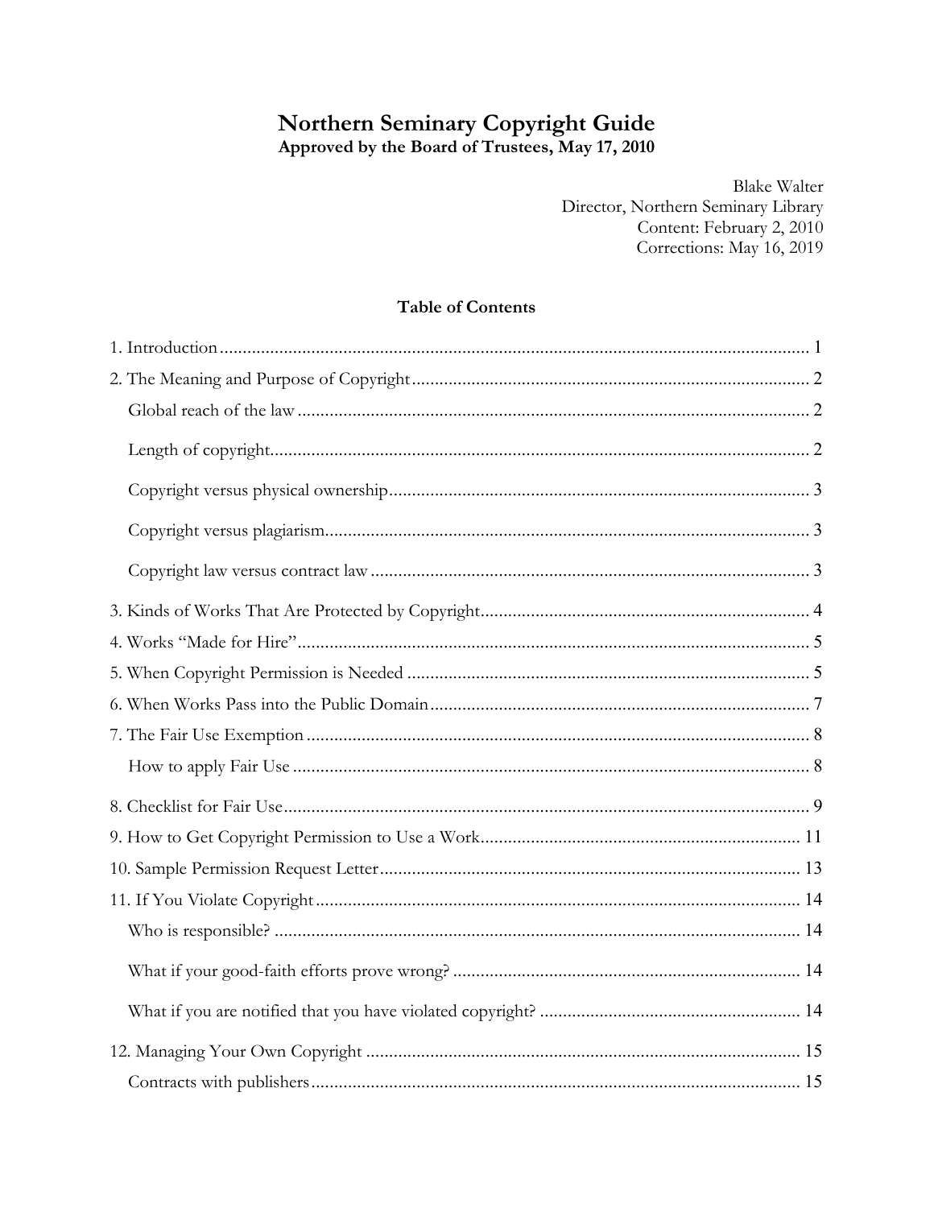# Northern Seminary Copyright Guide

**Approved by the Board of Trustees, May 17, 2010**

Blake Walter
Director, Northern Seminary Library
Content: February 2, 2010
Corrections: May 16, 2019

## Table of Contents

1. Introduction ........ 1
2. The Meaning and Purpose of Copyright ........ 2
   - Global reach of the law ........ 2
   - Length of copyright ........ 2
   - Copyright versus physical ownership ........ 3
   - Copyright versus plagiarism ........ 3
   - Copyright law versus contract law ........ 3
3. Kinds of Works That Are Protected by Copyright ........ 4
4. Works "Made for Hire" ........ 5
5. When Copyright Permission is Needed ........ 5
6. When Works Pass into the Public Domain ........ 7
7. The Fair Use Exemption ........ 8
   - How to apply Fair Use ........ 8
8. Checklist for Fair Use ........ 9
9. How to Get Copyright Permission to Use a Work ........ 11
10. Sample Permission Request Letter ........ 13
11. If You Violate Copyright ........ 14
    - Who is responsible? ........ 14
    - What if your good-faith efforts prove wrong? ........ 14
    - What if you are notified that you have violated copyright? ........ 14
12. Managing Your Own Copyright ........ 15
    - Contracts with publishers ........ 15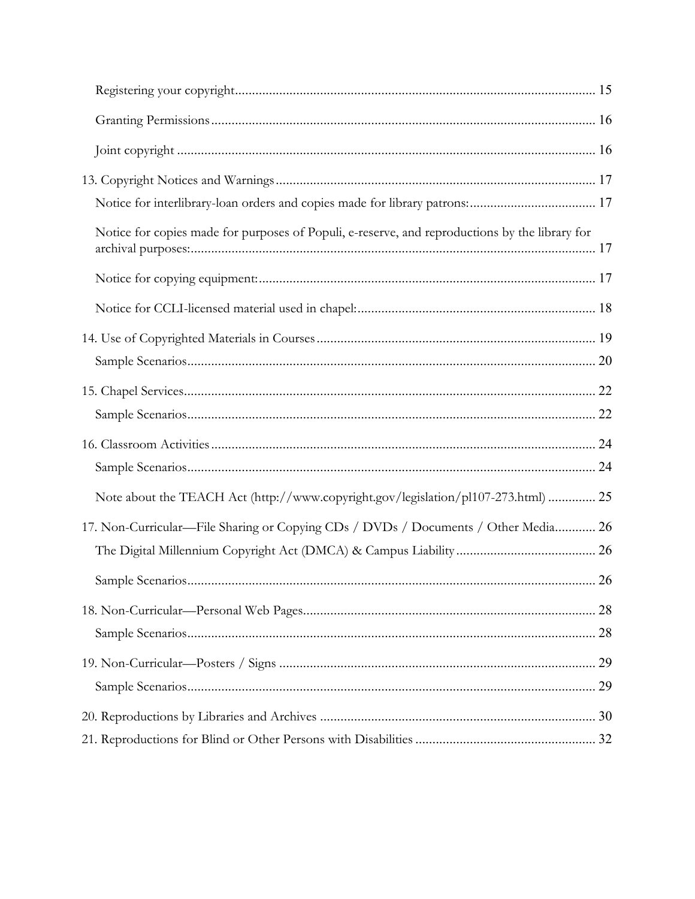Registering your copyright ........................................................................................................ 15

Granting Permissions ................................................................................................................ 16

Joint copyright ........................................................................................................................... 16

13. Copyright Notices and Warnings ............................................................................................. 17

Notice for interlibrary-loan orders and copies made for library patrons: ..................................... 17

Notice for copies made for purposes of Populi, e-reserve, and reproductions by the library for archival purposes: ........................................................................................................................ 17

Notice for copying equipment: .................................................................................................. 17

Notice for CCLI-licensed material used in chapel: ..................................................................... 18

14. Use of Copyrighted Materials in Courses ................................................................................ 19

Sample Scenarios ....................................................................................................................... 20

15. Chapel Services ........................................................................................................................ 22

Sample Scenarios ....................................................................................................................... 22

16. Classroom Activities ............................................................................................................... 24

Sample Scenarios ....................................................................................................................... 24

Note about the TEACH Act (http://www.copyright.gov/legislation/pl107-273.html) .............. 25

17. Non-Curricular—File Sharing or Copying CDs / DVDs / Documents / Other Media ............ 26

The Digital Millennium Copyright Act (DMCA) & Campus Liability ......................................... 26

Sample Scenarios ....................................................................................................................... 26

18. Non-Curricular—Personal Web Pages ..................................................................................... 28

Sample Scenarios ....................................................................................................................... 28

19. Non-Curricular—Posters / Signs ............................................................................................ 29

Sample Scenarios ....................................................................................................................... 29

20. Reproductions by Libraries and Archives ................................................................................ 30

21. Reproductions for Blind or Other Persons with Disabilities .................................................... 32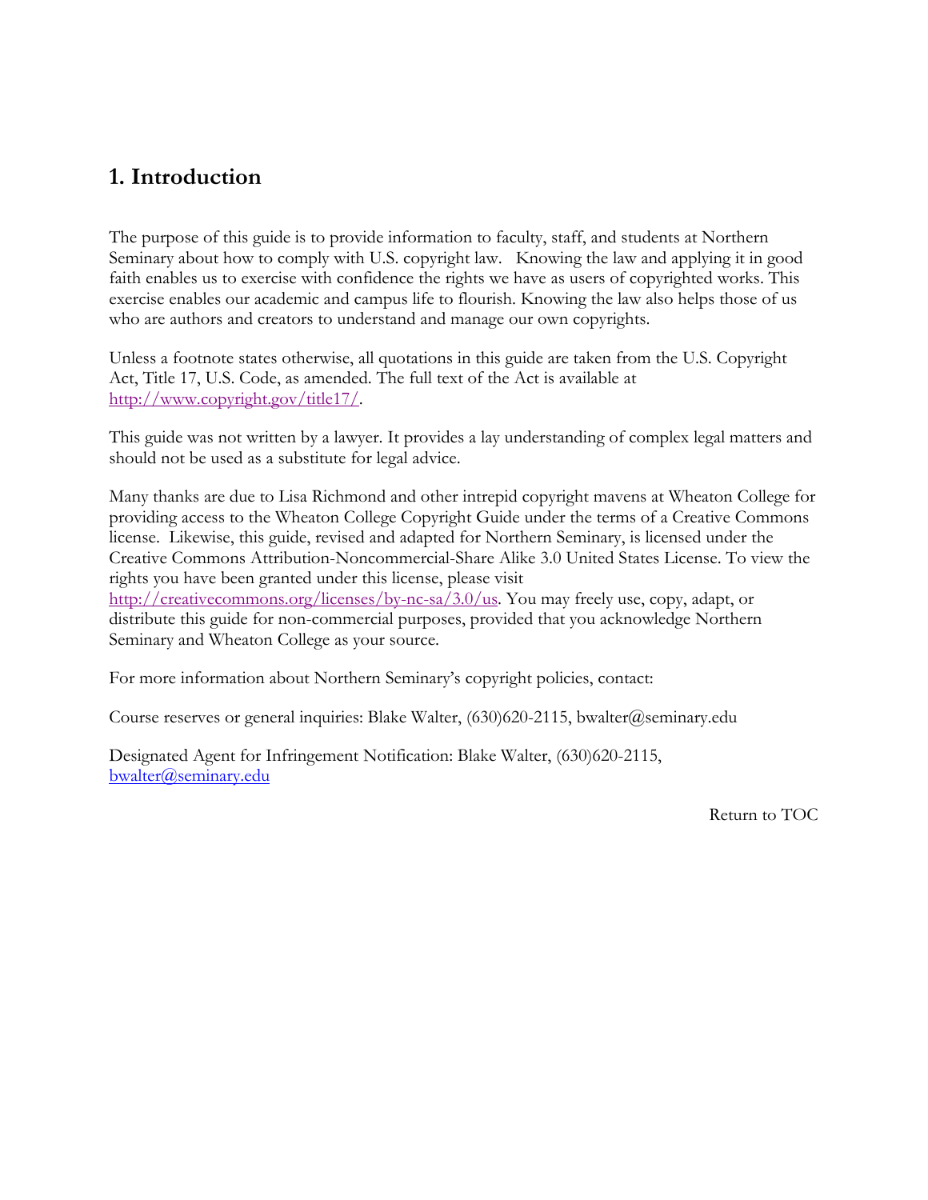## 1. Introduction

The purpose of this guide is to provide information to faculty, staff, and students at Northern Seminary about how to comply with U.S. copyright law. Knowing the law and applying it in good faith enables us to exercise with confidence the rights we have as users of copyrighted works. This exercise enables our academic and campus life to flourish. Knowing the law also helps those of us who are authors and creators to understand and manage our own copyrights.

Unless a footnote states otherwise, all quotations in this guide are taken from the U.S. Copyright Act, Title 17, U.S. Code, as amended. The full text of the Act is available at http://www.copyright.gov/title17/.

This guide was not written by a lawyer. It provides a lay understanding of complex legal matters and should not be used as a substitute for legal advice.

Many thanks are due to Lisa Richmond and other intrepid copyright mavens at Wheaton College for providing access to the Wheaton College Copyright Guide under the terms of a Creative Commons license. Likewise, this guide, revised and adapted for Northern Seminary, is licensed under the Creative Commons Attribution-Noncommercial-Share Alike 3.0 United States License. To view the rights you have been granted under this license, please visit http://creativecommons.org/licenses/by-nc-sa/3.0/us. You may freely use, copy, adapt, or distribute this guide for non-commercial purposes, provided that you acknowledge Northern Seminary and Wheaton College as your source.

For more information about Northern Seminary's copyright policies, contact:

Course reserves or general inquiries: Blake Walter, (630)620-2115, bwalter@seminary.edu

Designated Agent for Infringement Notification: Blake Walter, (630)620-2115, bwalter@seminary.edu

Return to TOC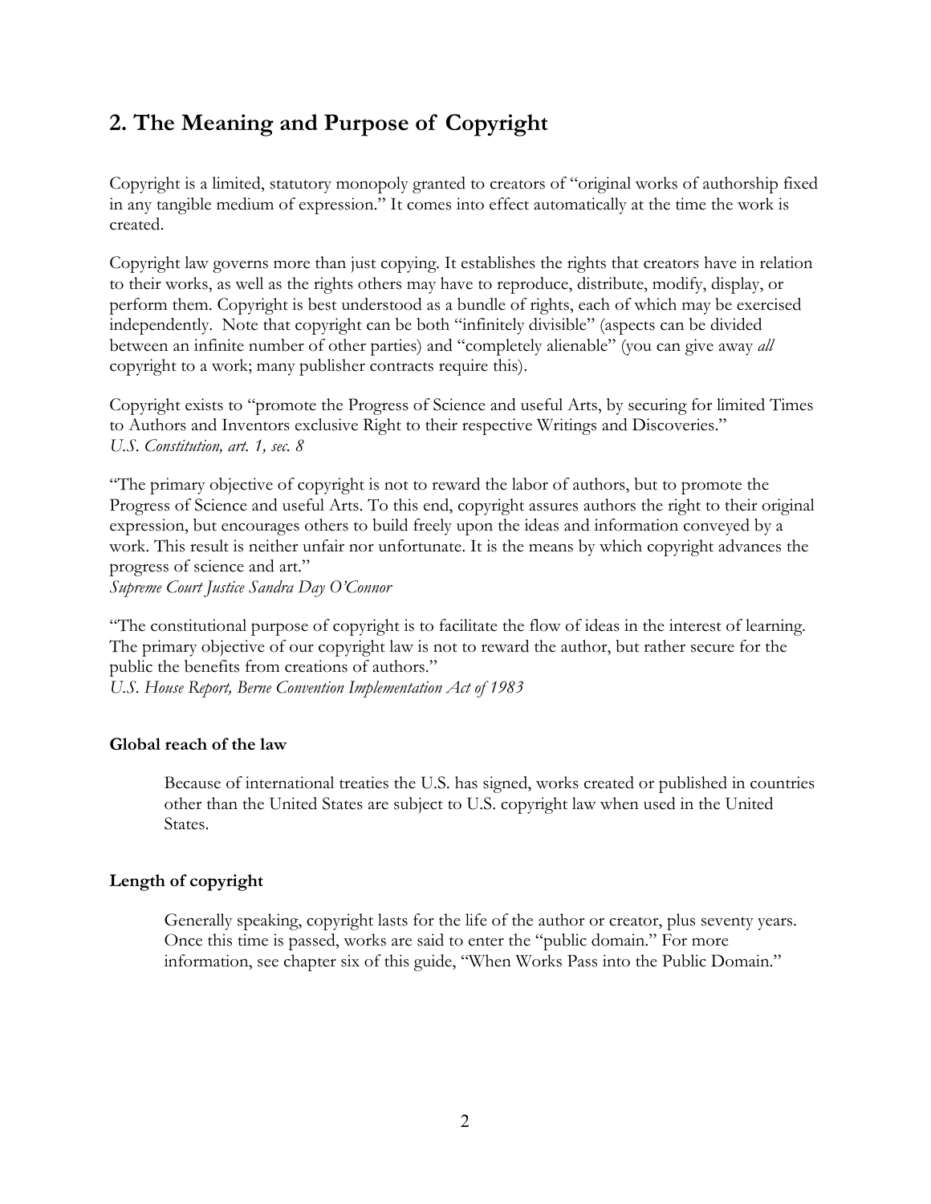## 2. The Meaning and Purpose of Copyright

Copyright is a limited, statutory monopoly granted to creators of "original works of authorship fixed in any tangible medium of expression." It comes into effect automatically at the time the work is created.

Copyright law governs more than just copying. It establishes the rights that creators have in relation to their works, as well as the rights others may have to reproduce, distribute, modify, display, or perform them. Copyright is best understood as a bundle of rights, each of which may be exercised independently. Note that copyright can be both "infinitely divisible" (aspects can be divided between an infinite number of other parties) and "completely alienable" (you can give away *all* copyright to a work; many publisher contracts require this).

Copyright exists to "promote the Progress of Science and useful Arts, by securing for limited Times to Authors and Inventors exclusive Right to their respective Writings and Discoveries."
*U.S. Constitution, art. 1, sec. 8*

"The primary objective of copyright is not to reward the labor of authors, but to promote the Progress of Science and useful Arts. To this end, copyright assures authors the right to their original expression, but encourages others to build freely upon the ideas and information conveyed by a work. This result is neither unfair nor unfortunate. It is the means by which copyright advances the progress of science and art."
*Supreme Court Justice Sandra Day O'Connor*

"The constitutional purpose of copyright is to facilitate the flow of ideas in the interest of learning. The primary objective of our copyright law is not to reward the author, but rather secure for the public the benefits from creations of authors."
*U.S. House Report, Berne Convention Implementation Act of 1983*

### Global reach of the law

Because of international treaties the U.S. has signed, works created or published in countries other than the United States are subject to U.S. copyright law when used in the United States.

### Length of copyright

Generally speaking, copyright lasts for the life of the author or creator, plus seventy years. Once this time is passed, works are said to enter the "public domain." For more information, see chapter six of this guide, "When Works Pass into the Public Domain."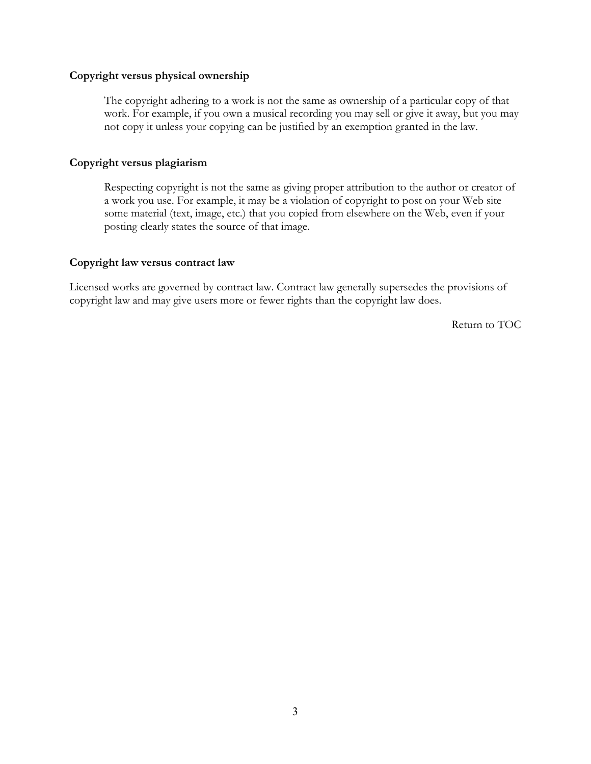**Copyright versus physical ownership**

The copyright adhering to a work is not the same as ownership of a particular copy of that work. For example, if you own a musical recording you may sell or give it away, but you may not copy it unless your copying can be justified by an exemption granted in the law.

**Copyright versus plagiarism**

Respecting copyright is not the same as giving proper attribution to the author or creator of a work you use. For example, it may be a violation of copyright to post on your Web site some material (text, image, etc.) that you copied from elsewhere on the Web, even if your posting clearly states the source of that image.

**Copyright law versus contract law**

Licensed works are governed by contract law. Contract law generally supersedes the provisions of copyright law and may give users more or fewer rights than the copyright law does.

Return to TOC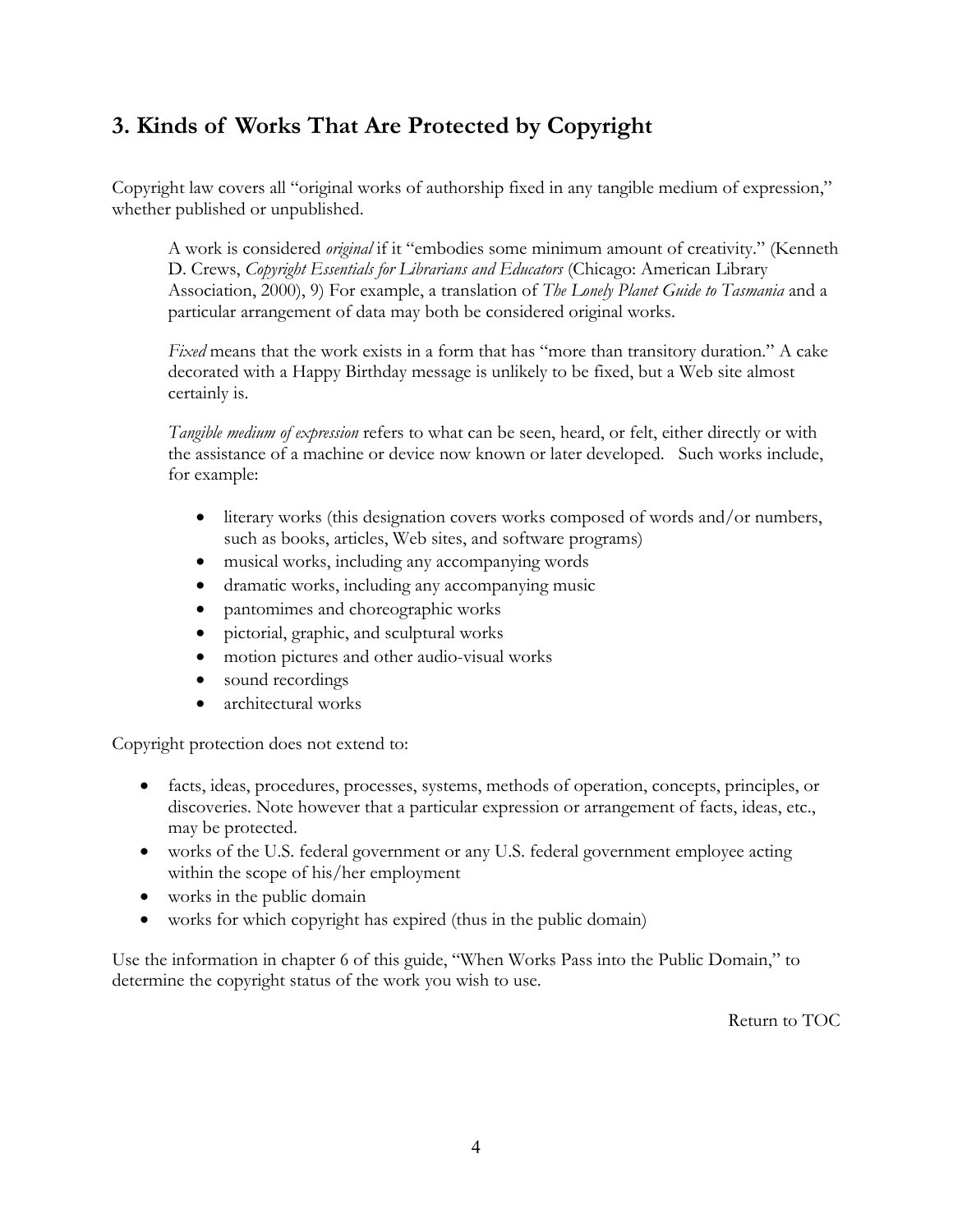## 3. Kinds of Works That Are Protected by Copyright

Copyright law covers all "original works of authorship fixed in any tangible medium of expression," whether published or unpublished.

> A work is considered *original* if it "embodies some minimum amount of creativity." (Kenneth D. Crews, *Copyright Essentials for Librarians and Educators* (Chicago: American Library Association, 2000), 9) For example, a translation of *The Lonely Planet Guide to Tasmania* and a particular arrangement of data may both be considered original works.
>
> *Fixed* means that the work exists in a form that has "more than transitory duration." A cake decorated with a Happy Birthday message is unlikely to be fixed, but a Web site almost certainly is.
>
> *Tangible medium of expression* refers to what can be seen, heard, or felt, either directly or with the assistance of a machine or device now known or later developed. Such works include, for example:
>
> - literary works (this designation covers works composed of words and/or numbers, such as books, articles, Web sites, and software programs)
> - musical works, including any accompanying words
> - dramatic works, including any accompanying music
> - pantomimes and choreographic works
> - pictorial, graphic, and sculptural works
> - motion pictures and other audio-visual works
> - sound recordings
> - architectural works

Copyright protection does not extend to:

- facts, ideas, procedures, processes, systems, methods of operation, concepts, principles, or discoveries. Note however that a particular expression or arrangement of facts, ideas, etc., may be protected.
- works of the U.S. federal government or any U.S. federal government employee acting within the scope of his/her employment
- works in the public domain
- works for which copyright has expired (thus in the public domain)

Use the information in chapter 6 of this guide, "When Works Pass into the Public Domain," to determine the copyright status of the work you wish to use.

Return to TOC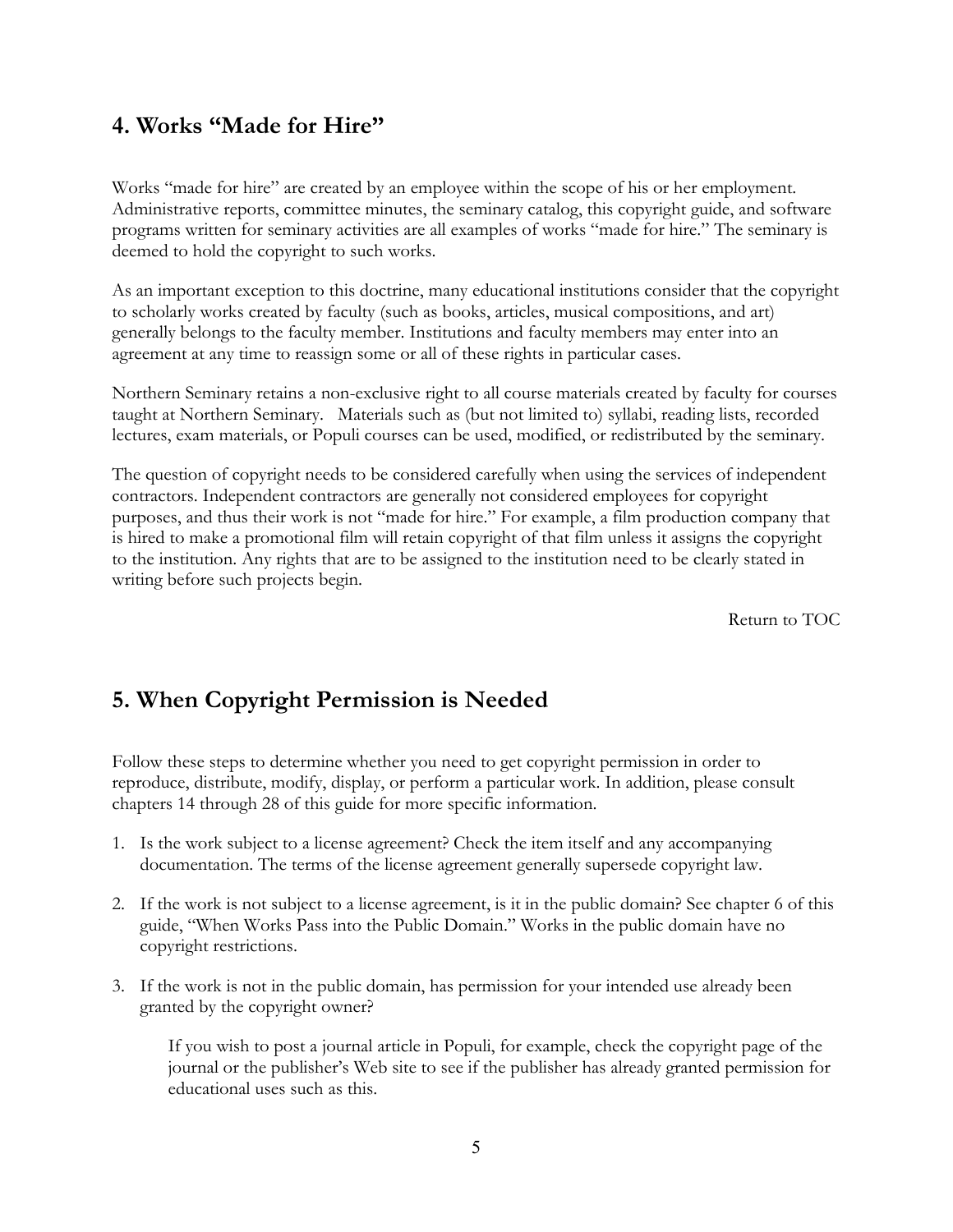## 4. Works "Made for Hire"

Works "made for hire" are created by an employee within the scope of his or her employment. Administrative reports, committee minutes, the seminary catalog, this copyright guide, and software programs written for seminary activities are all examples of works "made for hire." The seminary is deemed to hold the copyright to such works.

As an important exception to this doctrine, many educational institutions consider that the copyright to scholarly works created by faculty (such as books, articles, musical compositions, and art) generally belongs to the faculty member. Institutions and faculty members may enter into an agreement at any time to reassign some or all of these rights in particular cases.

Northern Seminary retains a non-exclusive right to all course materials created by faculty for courses taught at Northern Seminary. Materials such as (but not limited to) syllabi, reading lists, recorded lectures, exam materials, or Populi courses can be used, modified, or redistributed by the seminary.

The question of copyright needs to be considered carefully when using the services of independent contractors. Independent contractors are generally not considered employees for copyright purposes, and thus their work is not "made for hire." For example, a film production company that is hired to make a promotional film will retain copyright of that film unless it assigns the copyright to the institution. Any rights that are to be assigned to the institution need to be clearly stated in writing before such projects begin.

Return to TOC

## 5. When Copyright Permission is Needed

Follow these steps to determine whether you need to get copyright permission in order to reproduce, distribute, modify, display, or perform a particular work. In addition, please consult chapters 14 through 28 of this guide for more specific information.

1. Is the work subject to a license agreement? Check the item itself and any accompanying documentation. The terms of the license agreement generally supersede copyright law.
2. If the work is not subject to a license agreement, is it in the public domain? See chapter 6 of this guide, "When Works Pass into the Public Domain." Works in the public domain have no copyright restrictions.
3. If the work is not in the public domain, has permission for your intended use already been granted by the copyright owner?

   If you wish to post a journal article in Populi, for example, check the copyright page of the journal or the publisher's Web site to see if the publisher has already granted permission for educational uses such as this.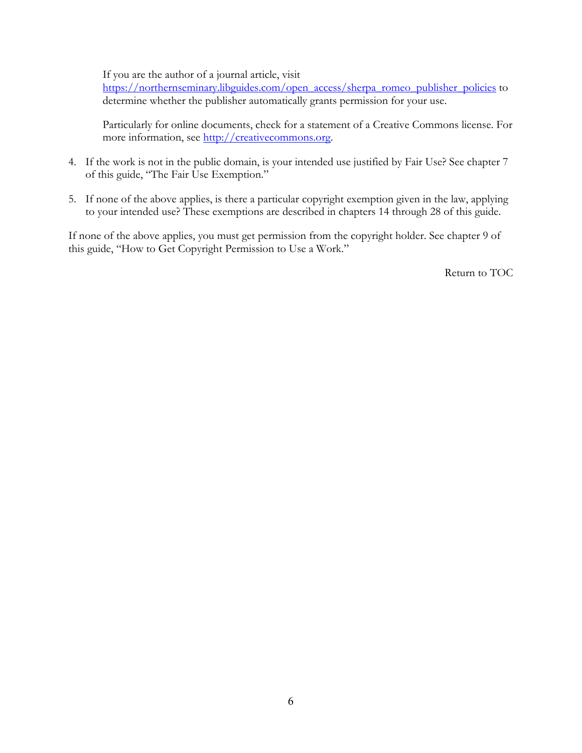If you are the author of a journal article, visit [https://northernseminary.libguides.com/open_access/sherpa_romeo_publisher_policies](https://northernseminary.libguides.com/open_access/sherpa_romeo_publisher_policies) to determine whether the publisher automatically grants permission for your use.

Particularly for online documents, check for a statement of a Creative Commons license. For more information, see [http://creativecommons.org](http://creativecommons.org).

4. If the work is not in the public domain, is your intended use justified by Fair Use? See chapter 7 of this guide, "The Fair Use Exemption."

5. If none of the above applies, is there a particular copyright exemption given in the law, applying to your intended use? These exemptions are described in chapters 14 through 28 of this guide.

If none of the above applies, you must get permission from the copyright holder. See chapter 9 of this guide, "How to Get Copyright Permission to Use a Work."

Return to TOC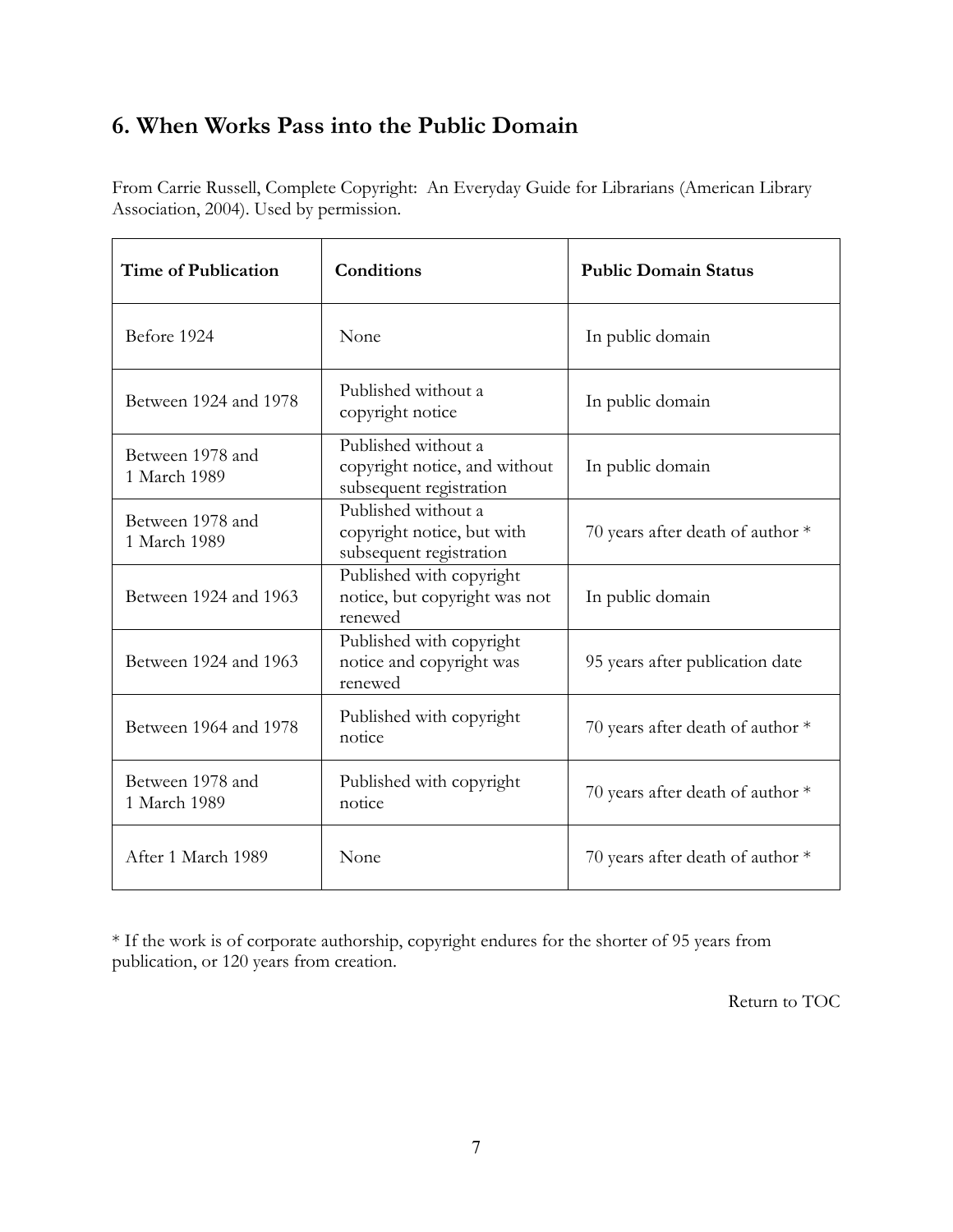## 6. When Works Pass into the Public Domain

From Carrie Russell, Complete Copyright: An Everyday Guide for Librarians (American Library Association, 2004). Used by permission.

| Time of Publication | Conditions | Public Domain Status |
|---|---|---|
| Before 1924 | None | In public domain |
| Between 1924 and 1978 | Published without a copyright notice | In public domain |
| Between 1978 and 1 March 1989 | Published without a copyright notice, and without subsequent registration | In public domain |
| Between 1978 and 1 March 1989 | Published without a copyright notice, but with subsequent registration | 70 years after death of author * |
| Between 1924 and 1963 | Published with copyright notice, but copyright was not renewed | In public domain |
| Between 1924 and 1963 | Published with copyright notice and copyright was renewed | 95 years after publication date |
| Between 1964 and 1978 | Published with copyright notice | 70 years after death of author * |
| Between 1978 and 1 March 1989 | Published with copyright notice | 70 years after death of author * |
| After 1 March 1989 | None | 70 years after death of author * |

* If the work is of corporate authorship, copyright endures for the shorter of 95 years from publication, or 120 years from creation.

Return to TOC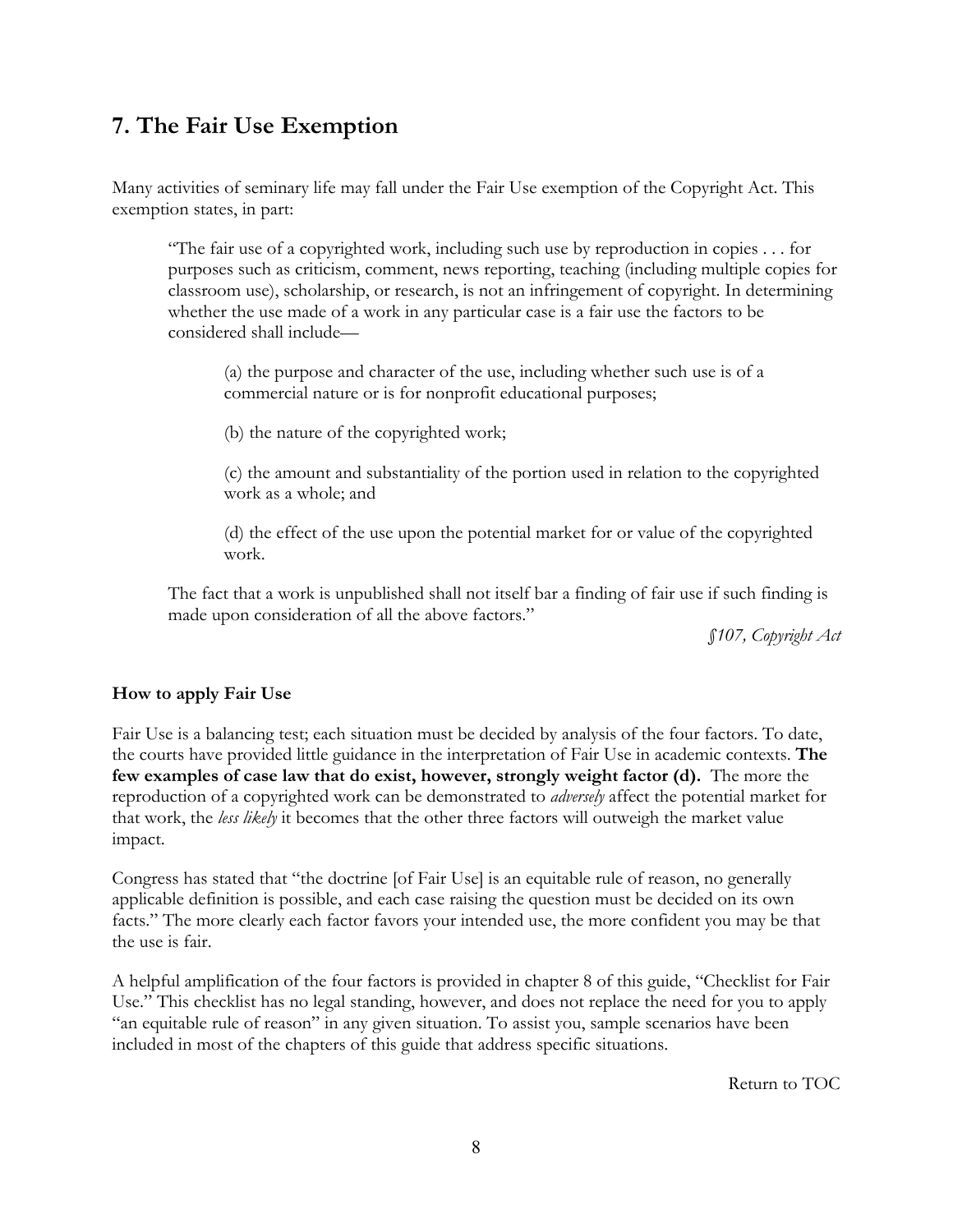## 7. The Fair Use Exemption

Many activities of seminary life may fall under the Fair Use exemption of the Copyright Act. This exemption states, in part:

> "The fair use of a copyrighted work, including such use by reproduction in copies . . . for purposes such as criticism, comment, news reporting, teaching (including multiple copies for classroom use), scholarship, or research, is not an infringement of copyright. In determining whether the use made of a work in any particular case is a fair use the factors to be considered shall include—
>
> > (a) the purpose and character of the use, including whether such use is of a commercial nature or is for nonprofit educational purposes;
> >
> > (b) the nature of the copyrighted work;
> >
> > (c) the amount and substantiality of the portion used in relation to the copyrighted work as a whole; and
> >
> > (d) the effect of the use upon the potential market for or value of the copyrighted work.
>
> The fact that a work is unpublished shall not itself bar a finding of fair use if such finding is made upon consideration of all the above factors."
>
> *§107, Copyright Act*

### How to apply Fair Use

Fair Use is a balancing test; each situation must be decided by analysis of the four factors. To date, the courts have provided little guidance in the interpretation of Fair Use in academic contexts. **The few examples of case law that do exist, however, strongly weight factor (d).** The more the reproduction of a copyrighted work can be demonstrated to *adversely* affect the potential market for that work, the *less likely* it becomes that the other three factors will outweigh the market value impact.

Congress has stated that "the doctrine [of Fair Use] is an equitable rule of reason, no generally applicable definition is possible, and each case raising the question must be decided on its own facts." The more clearly each factor favors your intended use, the more confident you may be that the use is fair.

A helpful amplification of the four factors is provided in chapter 8 of this guide, "Checklist for Fair Use." This checklist has no legal standing, however, and does not replace the need for you to apply "an equitable rule of reason" in any given situation. To assist you, sample scenarios have been included in most of the chapters of this guide that address specific situations.

Return to TOC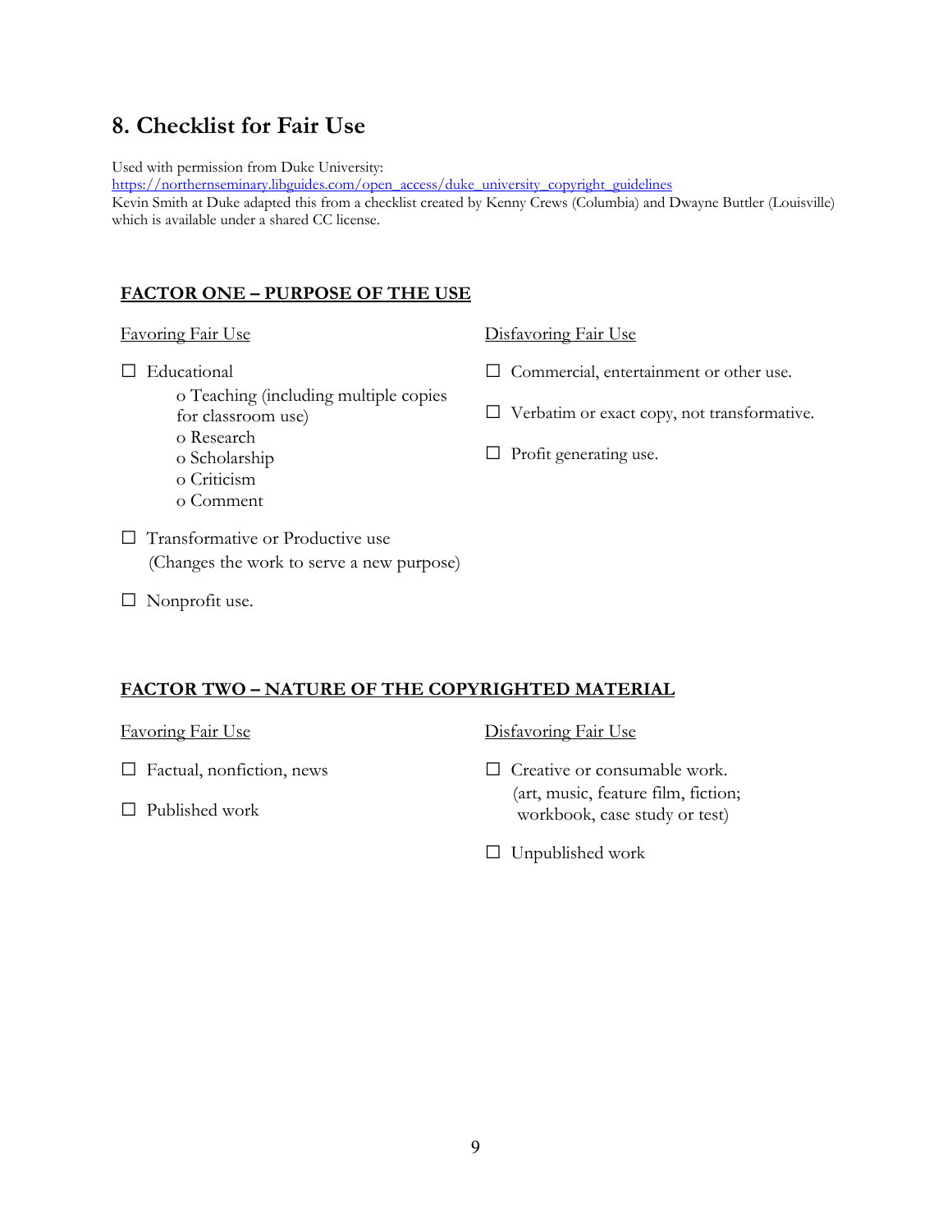## 8. Checklist for Fair Use

Used with permission from Duke University:
https://northernseminary.libguides.com/open_access/duke_university_copyright_guidelines
Kevin Smith at Duke adapted this from a checklist created by Kenny Crews (Columbia) and Dwayne Buttler (Louisville) which is available under a shared CC license.

### FACTOR ONE – PURPOSE OF THE USE

Favoring Fair Use

- ☐ Educational
    - o Teaching (including multiple copies for classroom use)
    - o Research
    - o Scholarship
    - o Criticism
    - o Comment
- ☐ Transformative or Productive use (Changes the work to serve a new purpose)
- ☐ Nonprofit use.

Disfavoring Fair Use

- ☐ Commercial, entertainment or other use.
- ☐ Verbatim or exact copy, not transformative.
- ☐ Profit generating use.

### FACTOR TWO – NATURE OF THE COPYRIGHTED MATERIAL

Favoring Fair Use

- ☐ Factual, nonfiction, news
- ☐ Published work

Disfavoring Fair Use

- ☐ Creative or consumable work. (art, music, feature film, fiction; workbook, case study or test)
- ☐ Unpublished work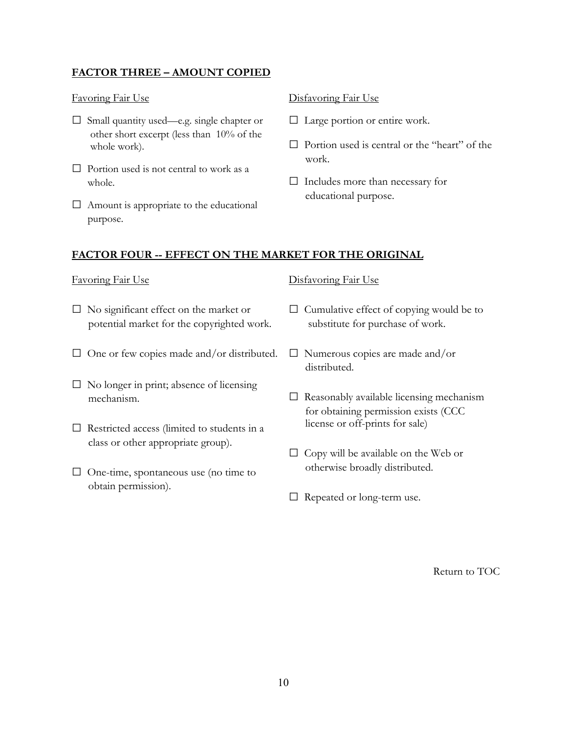**FACTOR THREE – AMOUNT COPIED**

Favoring Fair Use

- ☐ Small quantity used—e.g. single chapter or other short excerpt (less than 10% of the whole work).
- ☐ Portion used is not central to work as a whole.
- ☐ Amount is appropriate to the educational purpose.

Disfavoring Fair Use

- ☐ Large portion or entire work.
- ☐ Portion used is central or the "heart" of the work.
- ☐ Includes more than necessary for educational purpose.

**FACTOR FOUR -- EFFECT ON THE MARKET FOR THE ORIGINAL**

Favoring Fair Use

- ☐ No significant effect on the market or potential market for the copyrighted work.
- ☐ One or few copies made and/or distributed.
- ☐ No longer in print; absence of licensing mechanism.
- ☐ Restricted access (limited to students in a class or other appropriate group).
- ☐ One-time, spontaneous use (no time to obtain permission).

Disfavoring Fair Use

- ☐ Cumulative effect of copying would be to substitute for purchase of work.
- ☐ Numerous copies are made and/or distributed.
- ☐ Reasonably available licensing mechanism for obtaining permission exists (CCC license or off-prints for sale)
- ☐ Copy will be available on the Web or otherwise broadly distributed.
- ☐ Repeated or long-term use.

Return to TOC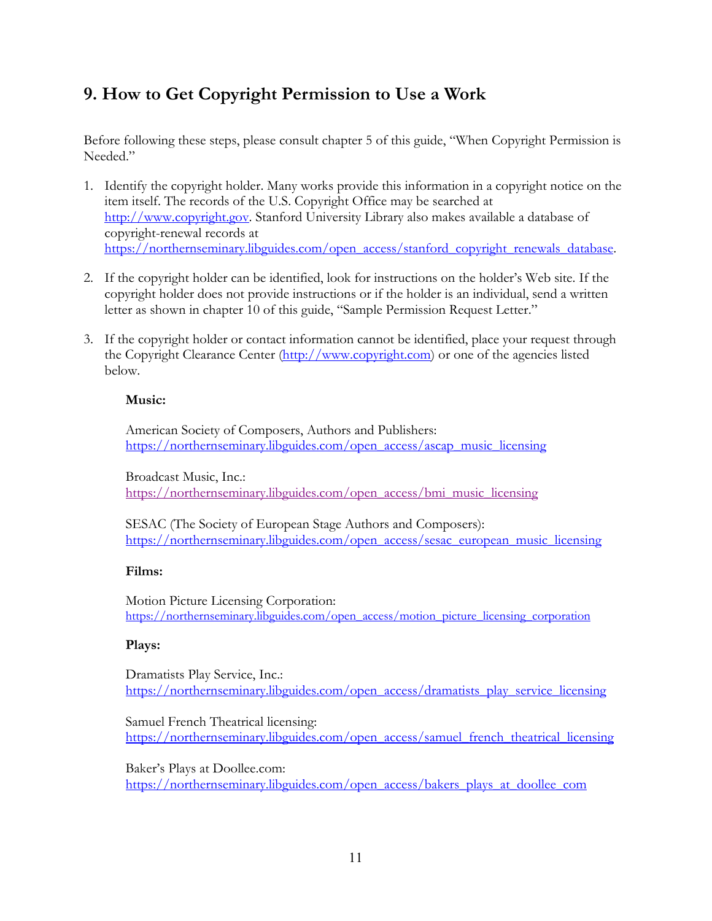## 9. How to Get Copyright Permission to Use a Work

Before following these steps, please consult chapter 5 of this guide, "When Copyright Permission is Needed."

1. Identify the copyright holder. Many works provide this information in a copyright notice on the item itself. The records of the U.S. Copyright Office may be searched at http://www.copyright.gov. Stanford University Library also makes available a database of copyright-renewal records at https://northernseminary.libguides.com/open_access/stanford_copyright_renewals_database.

2. If the copyright holder can be identified, look for instructions on the holder's Web site. If the copyright holder does not provide instructions or if the holder is an individual, send a written letter as shown in chapter 10 of this guide, "Sample Permission Request Letter."

3. If the copyright holder or contact information cannot be identified, place your request through the Copyright Clearance Center (http://www.copyright.com) or one of the agencies listed below.

   **Music:**

   American Society of Composers, Authors and Publishers:
   https://northernseminary.libguides.com/open_access/ascap_music_licensing

   Broadcast Music, Inc.:
   https://northernseminary.libguides.com/open_access/bmi_music_licensing

   SESAC (The Society of European Stage Authors and Composers):
   https://northernseminary.libguides.com/open_access/sesac_european_music_licensing

   **Films:**

   Motion Picture Licensing Corporation:
   https://northernseminary.libguides.com/open_access/motion_picture_licensing_corporation

   **Plays:**

   Dramatists Play Service, Inc.:
   https://northernseminary.libguides.com/open_access/dramatists_play_service_licensing

   Samuel French Theatrical licensing:
   https://northernseminary.libguides.com/open_access/samuel_french_theatrical_licensing

   Baker's Plays at Doollee.com:
   https://northernseminary.libguides.com/open_access/bakers_plays_at_doollee_com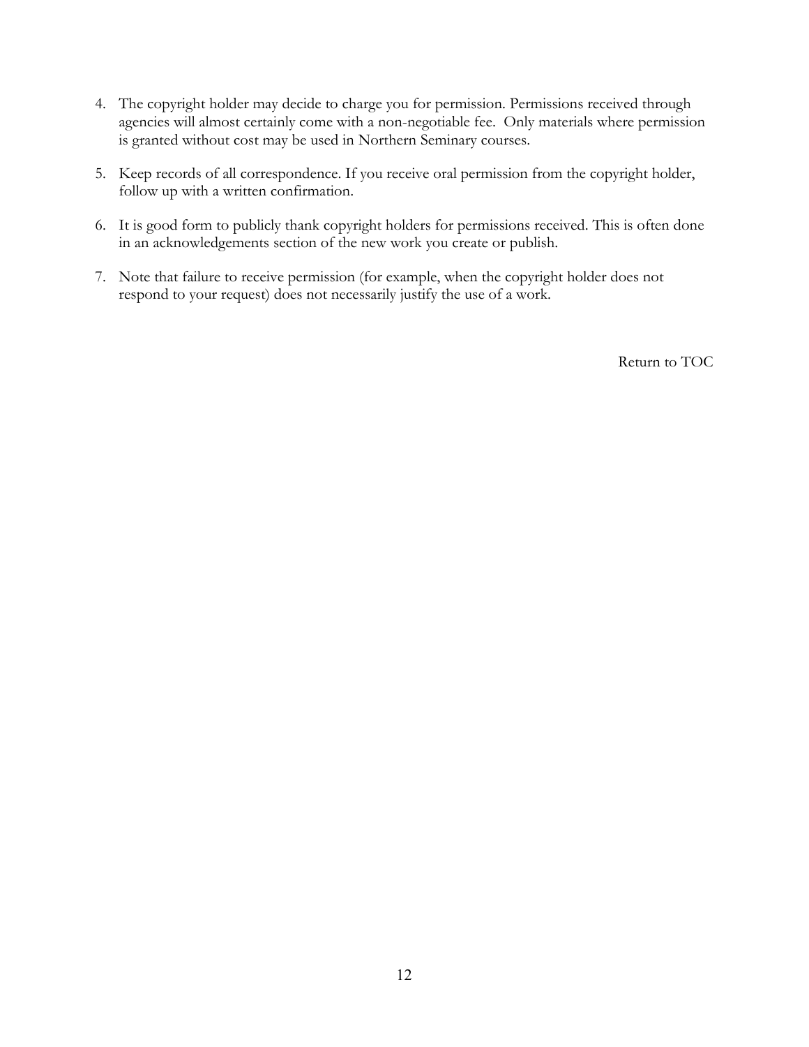4. The copyright holder may decide to charge you for permission. Permissions received through agencies will almost certainly come with a non-negotiable fee. Only materials where permission is granted without cost may be used in Northern Seminary courses.

5. Keep records of all correspondence. If you receive oral permission from the copyright holder, follow up with a written confirmation.

6. It is good form to publicly thank copyright holders for permissions received. This is often done in an acknowledgements section of the new work you create or publish.

7. Note that failure to receive permission (for example, when the copyright holder does not respond to your request) does not necessarily justify the use of a work.

Return to TOC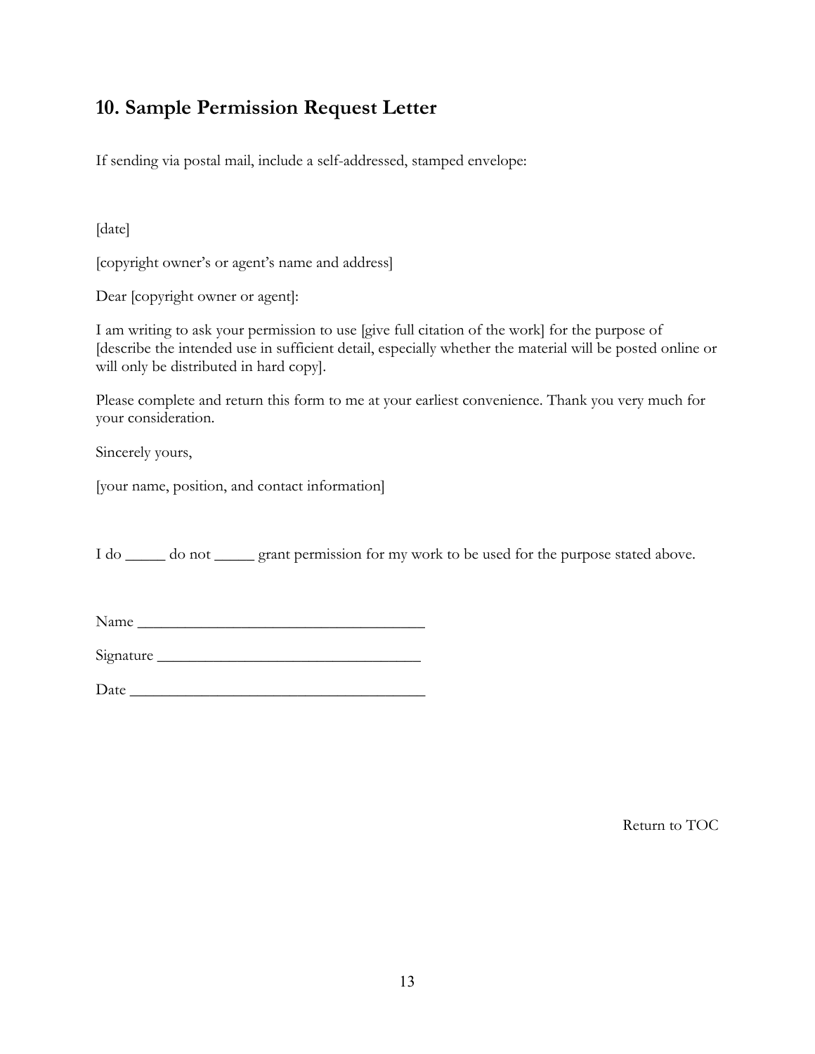## 10. Sample Permission Request Letter

If sending via postal mail, include a self-addressed, stamped envelope:

[date]

[copyright owner's or agent's name and address]

Dear [copyright owner or agent]:

I am writing to ask your permission to use [give full citation of the work] for the purpose of [describe the intended use in sufficient detail, especially whether the material will be posted online or will only be distributed in hard copy].

Please complete and return this form to me at your earliest convenience. Thank you very much for your consideration.

Sincerely yours,

[your name, position, and contact information]

I do _____ do not _____ grant permission for my work to be used for the purpose stated above.

Name ___________________________________

Signature ________________________________

Date ____________________________________

Return to TOC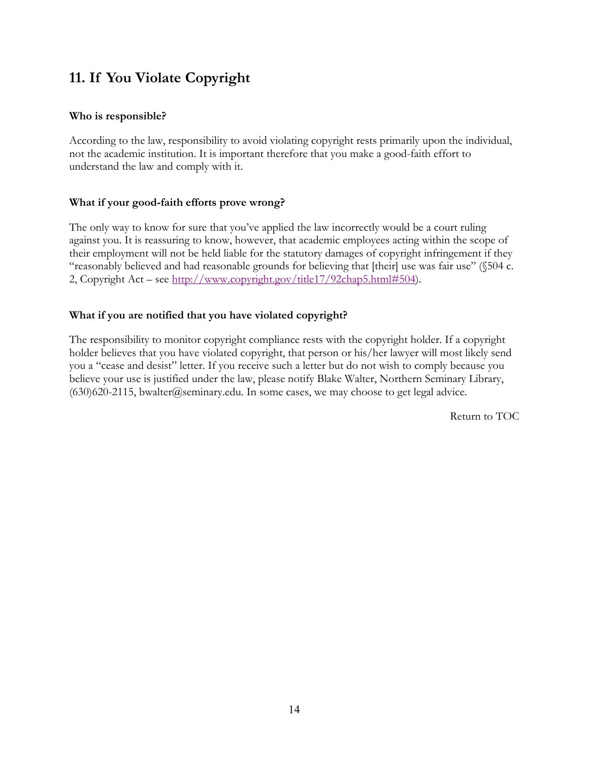## 11. If You Violate Copyright

**Who is responsible?**

According to the law, responsibility to avoid violating copyright rests primarily upon the individual, not the academic institution. It is important therefore that you make a good-faith effort to understand the law and comply with it.

**What if your good-faith efforts prove wrong?**

The only way to know for sure that you've applied the law incorrectly would be a court ruling against you. It is reassuring to know, however, that academic employees acting within the scope of their employment will not be held liable for the statutory damages of copyright infringement if they "reasonably believed and had reasonable grounds for believing that [their] use was fair use" (§504 c. 2, Copyright Act – see http://www.copyright.gov/title17/92chap5.html#504).

**What if you are notified that you have violated copyright?**

The responsibility to monitor copyright compliance rests with the copyright holder. If a copyright holder believes that you have violated copyright, that person or his/her lawyer will most likely send you a "cease and desist" letter. If you receive such a letter but do not wish to comply because you believe your use is justified under the law, please notify Blake Walter, Northern Seminary Library, (630)620-2115, bwalter@seminary.edu. In some cases, we may choose to get legal advice.

Return to TOC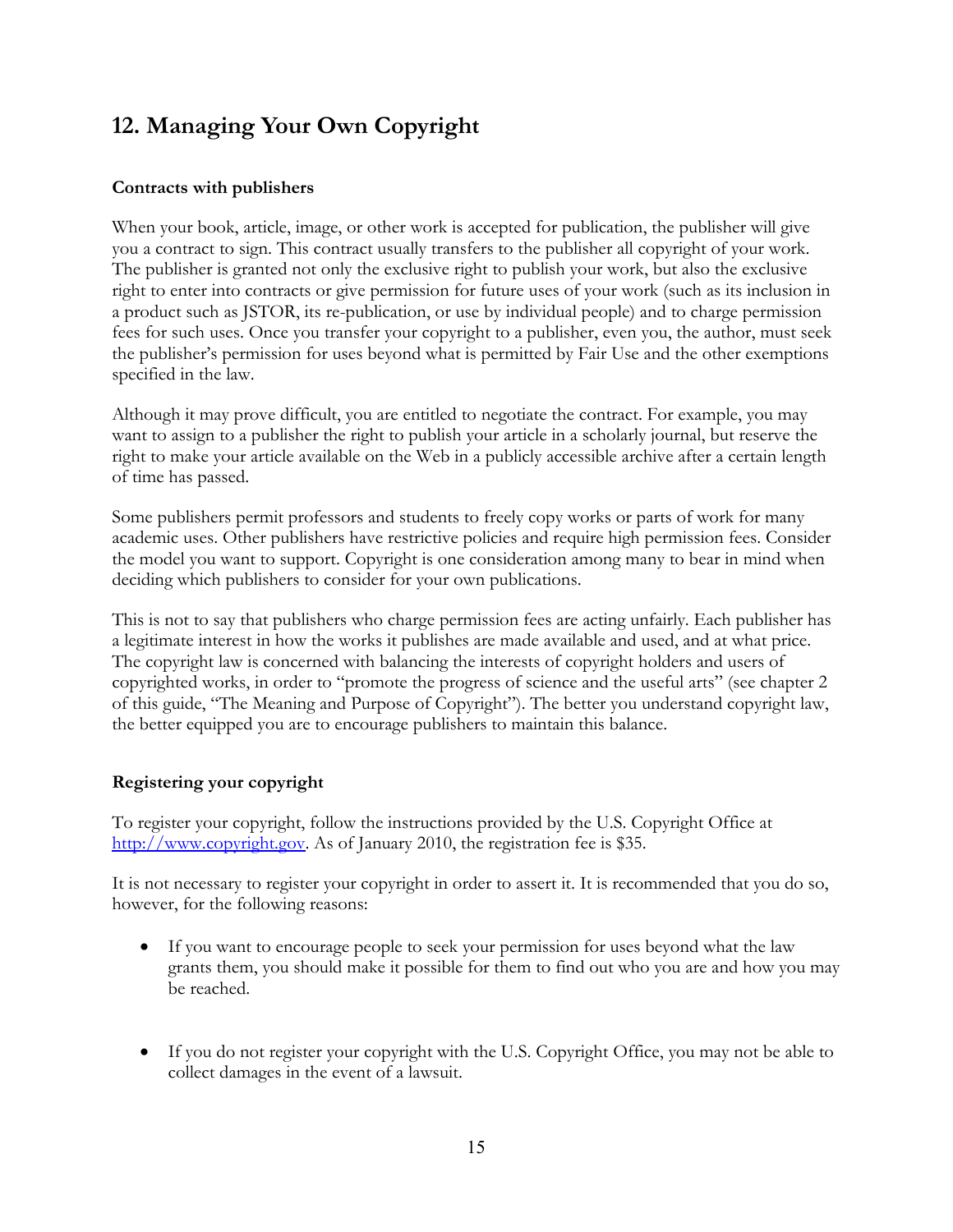## 12. Managing Your Own Copyright

### Contracts with publishers

When your book, article, image, or other work is accepted for publication, the publisher will give you a contract to sign. This contract usually transfers to the publisher all copyright of your work. The publisher is granted not only the exclusive right to publish your work, but also the exclusive right to enter into contracts or give permission for future uses of your work (such as its inclusion in a product such as JSTOR, its re-publication, or use by individual people) and to charge permission fees for such uses. Once you transfer your copyright to a publisher, even you, the author, must seek the publisher's permission for uses beyond what is permitted by Fair Use and the other exemptions specified in the law.

Although it may prove difficult, you are entitled to negotiate the contract. For example, you may want to assign to a publisher the right to publish your article in a scholarly journal, but reserve the right to make your article available on the Web in a publicly accessible archive after a certain length of time has passed.

Some publishers permit professors and students to freely copy works or parts of work for many academic uses. Other publishers have restrictive policies and require high permission fees. Consider the model you want to support. Copyright is one consideration among many to bear in mind when deciding which publishers to consider for your own publications.

This is not to say that publishers who charge permission fees are acting unfairly. Each publisher has a legitimate interest in how the works it publishes are made available and used, and at what price. The copyright law is concerned with balancing the interests of copyright holders and users of copyrighted works, in order to "promote the progress of science and the useful arts" (see chapter 2 of this guide, "The Meaning and Purpose of Copyright"). The better you understand copyright law, the better equipped you are to encourage publishers to maintain this balance.

### Registering your copyright

To register your copyright, follow the instructions provided by the U.S. Copyright Office at [http://www.copyright.gov](http://www.copyright.gov). As of January 2010, the registration fee is $35.

It is not necessary to register your copyright in order to assert it. It is recommended that you do so, however, for the following reasons:

- If you want to encourage people to seek your permission for uses beyond what the law grants them, you should make it possible for them to find out who you are and how you may be reached.

- If you do not register your copyright with the U.S. Copyright Office, you may not be able to collect damages in the event of a lawsuit.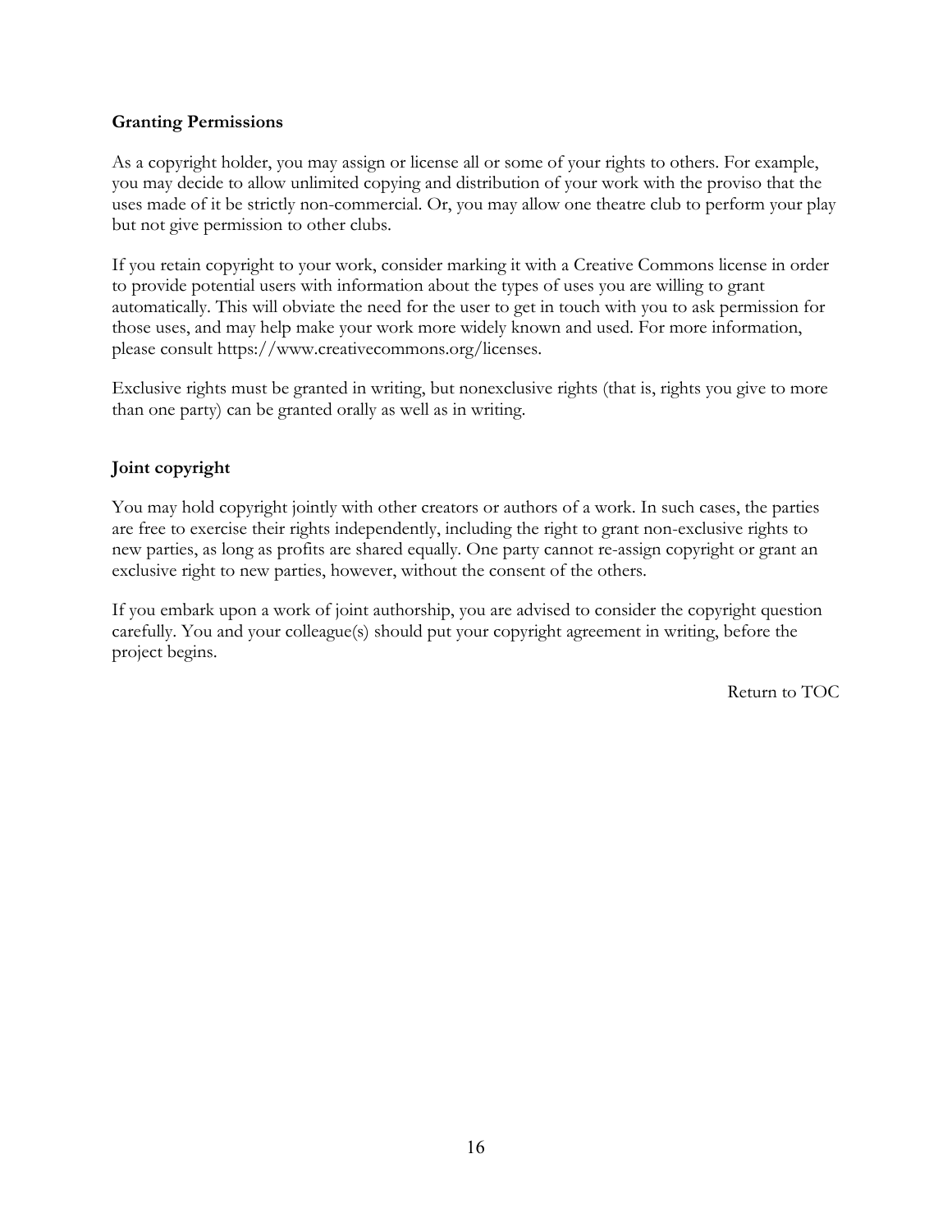**Granting Permissions**

As a copyright holder, you may assign or license all or some of your rights to others. For example, you may decide to allow unlimited copying and distribution of your work with the proviso that the uses made of it be strictly non-commercial. Or, you may allow one theatre club to perform your play but not give permission to other clubs.

If you retain copyright to your work, consider marking it with a Creative Commons license in order to provide potential users with information about the types of uses you are willing to grant automatically. This will obviate the need for the user to get in touch with you to ask permission for those uses, and may help make your work more widely known and used. For more information, please consult https://www.creativecommons.org/licenses.

Exclusive rights must be granted in writing, but nonexclusive rights (that is, rights you give to more than one party) can be granted orally as well as in writing.

**Joint copyright**

You may hold copyright jointly with other creators or authors of a work. In such cases, the parties are free to exercise their rights independently, including the right to grant non-exclusive rights to new parties, as long as profits are shared equally. One party cannot re-assign copyright or grant an exclusive right to new parties, however, without the consent of the others.

If you embark upon a work of joint authorship, you are advised to consider the copyright question carefully. You and your colleague(s) should put your copyright agreement in writing, before the project begins.

Return to TOC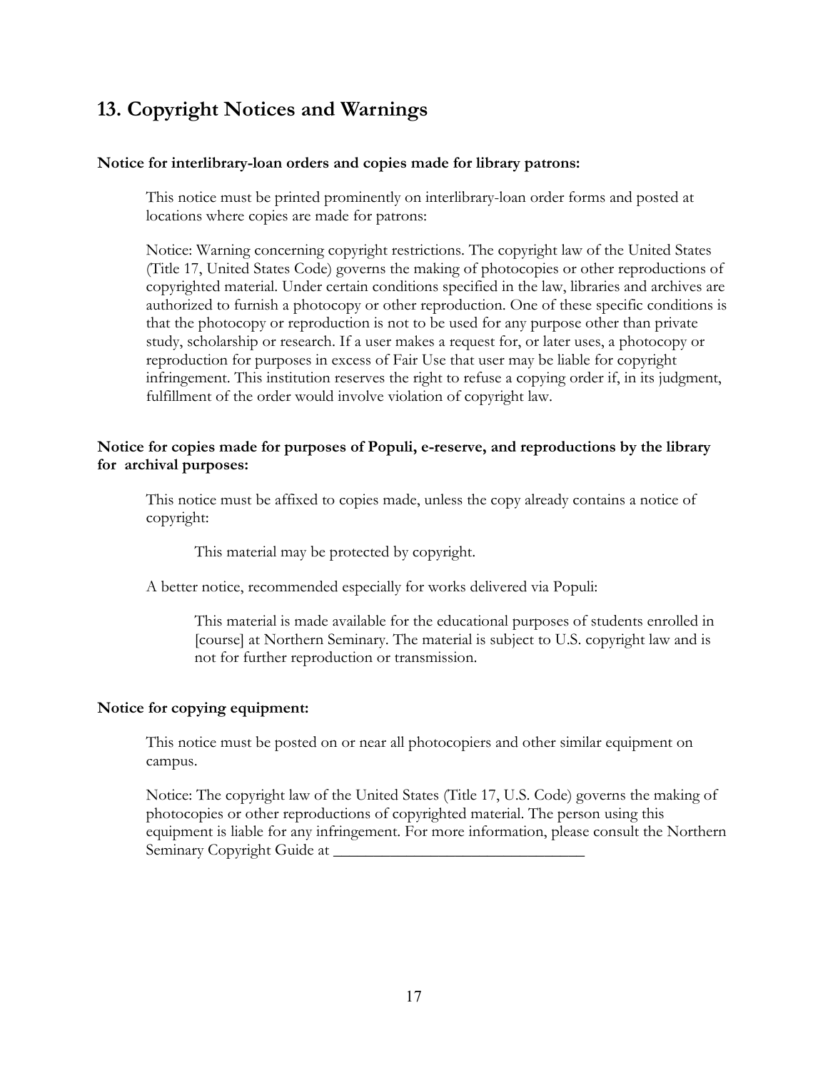## 13. Copyright Notices and Warnings

**Notice for interlibrary-loan orders and copies made for library patrons:**

This notice must be printed prominently on interlibrary-loan order forms and posted at locations where copies are made for patrons:

Notice: Warning concerning copyright restrictions. The copyright law of the United States (Title 17, United States Code) governs the making of photocopies or other reproductions of copyrighted material. Under certain conditions specified in the law, libraries and archives are authorized to furnish a photocopy or other reproduction. One of these specific conditions is that the photocopy or reproduction is not to be used for any purpose other than private study, scholarship or research. If a user makes a request for, or later uses, a photocopy or reproduction for purposes in excess of Fair Use that user may be liable for copyright infringement. This institution reserves the right to refuse a copying order if, in its judgment, fulfillment of the order would involve violation of copyright law.

**Notice for copies made for purposes of Populi, e-reserve, and reproductions by the library for archival purposes:**

This notice must be affixed to copies made, unless the copy already contains a notice of copyright:

> This material may be protected by copyright.

A better notice, recommended especially for works delivered via Populi:

> This material is made available for the educational purposes of students enrolled in [course] at Northern Seminary. The material is subject to U.S. copyright law and is not for further reproduction or transmission.

**Notice for copying equipment:**

This notice must be posted on or near all photocopiers and other similar equipment on campus.

Notice: The copyright law of the United States (Title 17, U.S. Code) governs the making of photocopies or other reproductions of copyrighted material. The person using this equipment is liable for any infringement. For more information, please consult the Northern Seminary Copyright Guide at _______________________________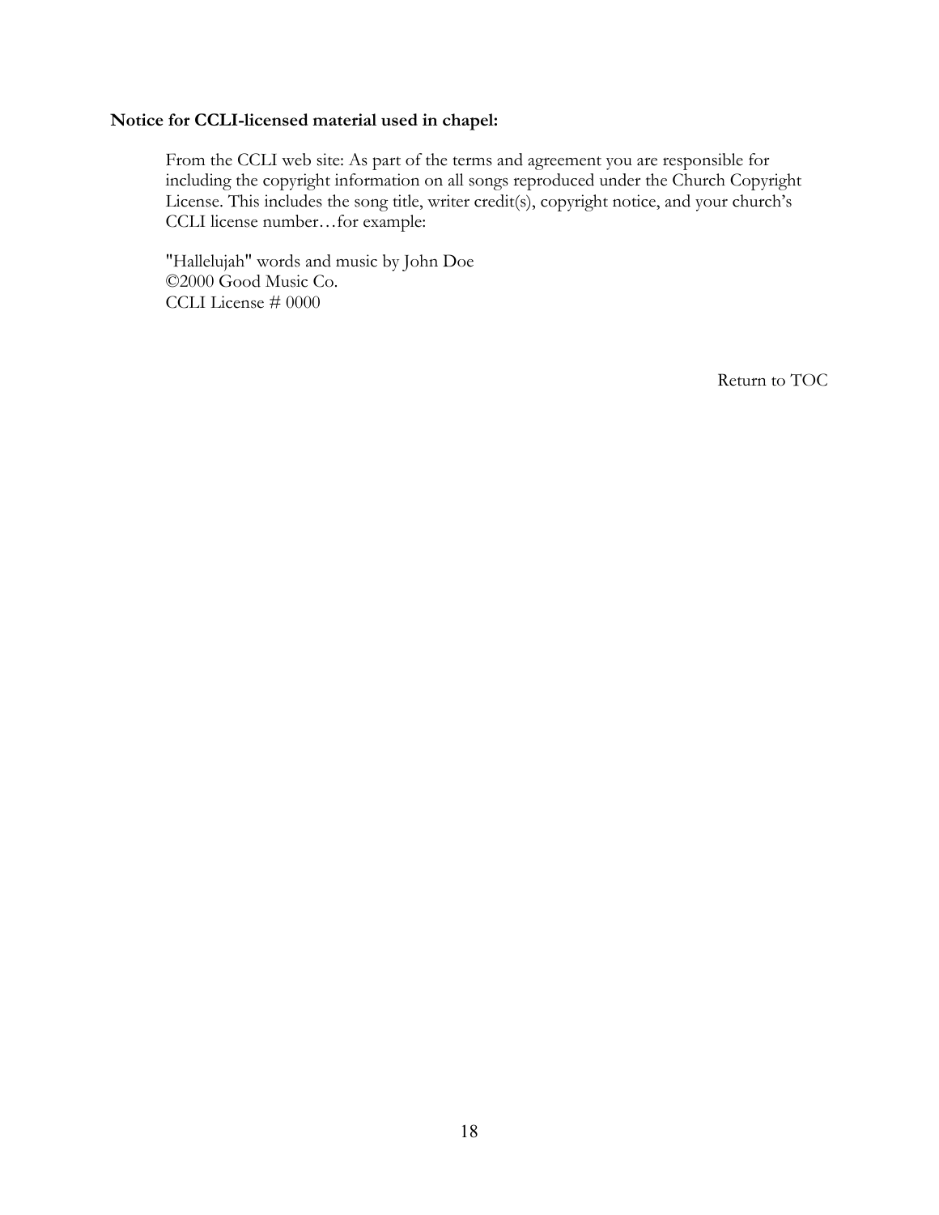**Notice for CCLI-licensed material used in chapel:**

From the CCLI web site: As part of the terms and agreement you are responsible for including the copyright information on all songs reproduced under the Church Copyright License. This includes the song title, writer credit(s), copyright notice, and your church's CCLI license number…for example:

"Hallelujah" words and music by John Doe
©2000 Good Music Co.
CCLI License # 0000

Return to TOC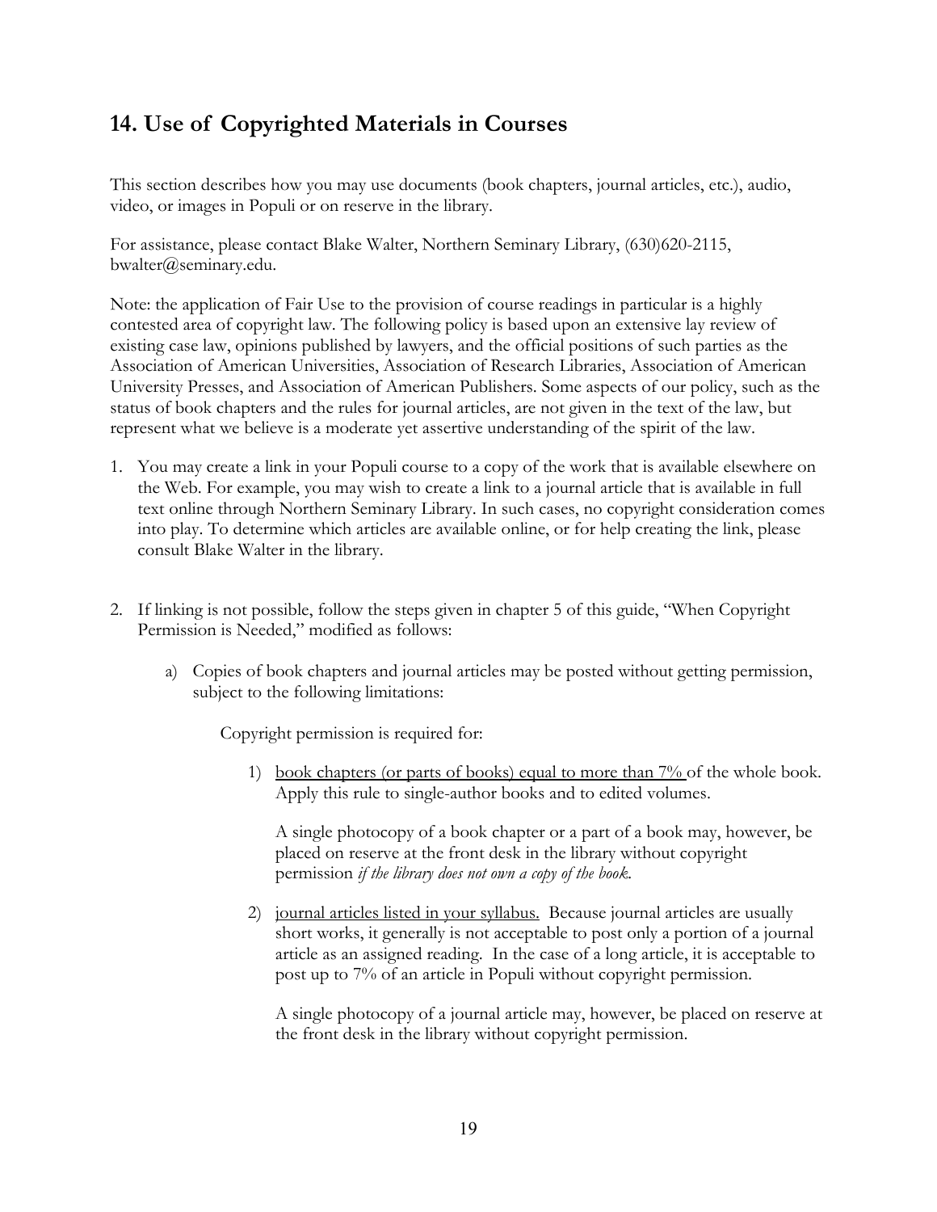## 14. Use of Copyrighted Materials in Courses

This section describes how you may use documents (book chapters, journal articles, etc.), audio, video, or images in Populi or on reserve in the library.

For assistance, please contact Blake Walter, Northern Seminary Library, (630)620-2115, bwalter@seminary.edu.

Note: the application of Fair Use to the provision of course readings in particular is a highly contested area of copyright law. The following policy is based upon an extensive lay review of existing case law, opinions published by lawyers, and the official positions of such parties as the Association of American Universities, Association of Research Libraries, Association of American University Presses, and Association of American Publishers. Some aspects of our policy, such as the status of book chapters and the rules for journal articles, are not given in the text of the law, but represent what we believe is a moderate yet assertive understanding of the spirit of the law.

1. You may create a link in your Populi course to a copy of the work that is available elsewhere on the Web. For example, you may wish to create a link to a journal article that is available in full text online through Northern Seminary Library. In such cases, no copyright consideration comes into play. To determine which articles are available online, or for help creating the link, please consult Blake Walter in the library.

2. If linking is not possible, follow the steps given in chapter 5 of this guide, "When Copyright Permission is Needed," modified as follows:

   a) Copies of book chapters and journal articles may be posted without getting permission, subject to the following limitations:

      Copyright permission is required for:

      1) <u>book chapters (or parts of books) equal to more than 7%</u> of the whole book. Apply this rule to single-author books and to edited volumes.

         A single photocopy of a book chapter or a part of a book may, however, be placed on reserve at the front desk in the library without copyright permission *if the library does not own a copy of the book.*

      2) <u>journal articles listed in your syllabus.</u> Because journal articles are usually short works, it generally is not acceptable to post only a portion of a journal article as an assigned reading. In the case of a long article, it is acceptable to post up to 7% of an article in Populi without copyright permission.

         A single photocopy of a journal article may, however, be placed on reserve at the front desk in the library without copyright permission.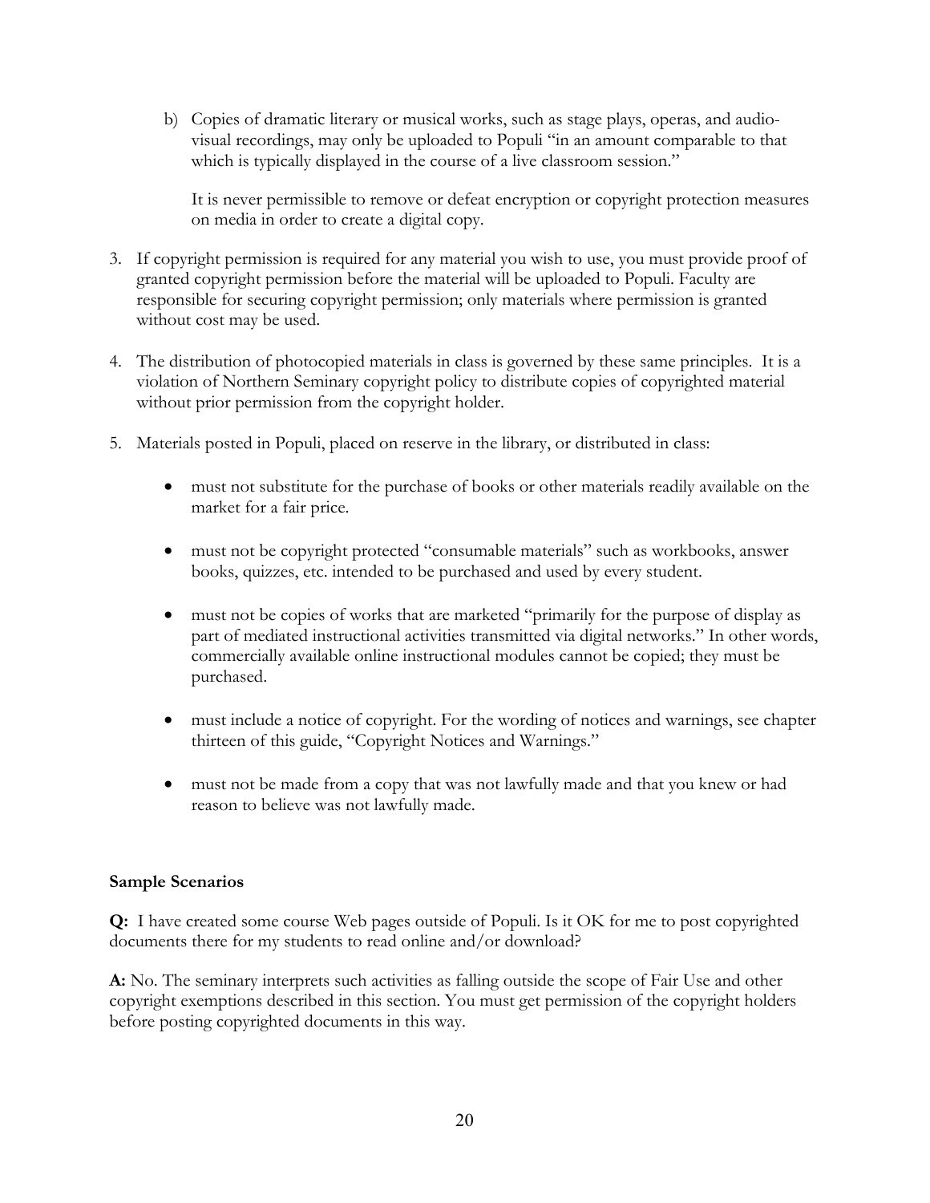b) Copies of dramatic literary or musical works, such as stage plays, operas, and audio-visual recordings, may only be uploaded to Populi "in an amount comparable to that which is typically displayed in the course of a live classroom session."

   It is never permissible to remove or defeat encryption or copyright protection measures on media in order to create a digital copy.

3. If copyright permission is required for any material you wish to use, you must provide proof of granted copyright permission before the material will be uploaded to Populi. Faculty are responsible for securing copyright permission; only materials where permission is granted without cost may be used.

4. The distribution of photocopied materials in class is governed by these same principles. It is a violation of Northern Seminary copyright policy to distribute copies of copyrighted material without prior permission from the copyright holder.

5. Materials posted in Populi, placed on reserve in the library, or distributed in class:

   - must not substitute for the purchase of books or other materials readily available on the market for a fair price.
   - must not be copyright protected "consumable materials" such as workbooks, answer books, quizzes, etc. intended to be purchased and used by every student.
   - must not be copies of works that are marketed "primarily for the purpose of display as part of mediated instructional activities transmitted via digital networks." In other words, commercially available online instructional modules cannot be copied; they must be purchased.
   - must include a notice of copyright. For the wording of notices and warnings, see chapter thirteen of this guide, "Copyright Notices and Warnings."
   - must not be made from a copy that was not lawfully made and that you knew or had reason to believe was not lawfully made.

**Sample Scenarios**

**Q:** I have created some course Web pages outside of Populi. Is it OK for me to post copyrighted documents there for my students to read online and/or download?

**A:** No. The seminary interprets such activities as falling outside the scope of Fair Use and other copyright exemptions described in this section. You must get permission of the copyright holders before posting copyrighted documents in this way.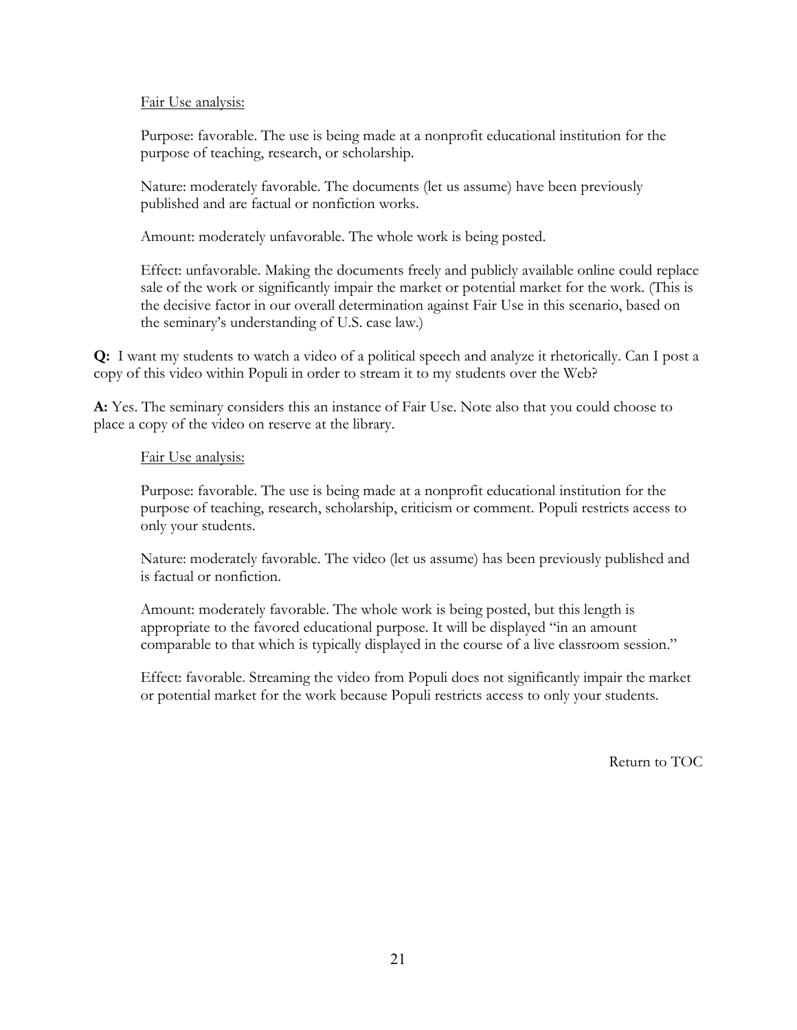Fair Use analysis:

Purpose: favorable. The use is being made at a nonprofit educational institution for the purpose of teaching, research, or scholarship.

Nature: moderately favorable. The documents (let us assume) have been previously published and are factual or nonfiction works.

Amount: moderately unfavorable. The whole work is being posted.

Effect: unfavorable. Making the documents freely and publicly available online could replace sale of the work or significantly impair the market or potential market for the work. (This is the decisive factor in our overall determination against Fair Use in this scenario, based on the seminary's understanding of U.S. case law.)

**Q:** I want my students to watch a video of a political speech and analyze it rhetorically. Can I post a copy of this video within Populi in order to stream it to my students over the Web?

**A:** Yes. The seminary considers this an instance of Fair Use. Note also that you could choose to place a copy of the video on reserve at the library.

Fair Use analysis:

Purpose: favorable. The use is being made at a nonprofit educational institution for the purpose of teaching, research, scholarship, criticism or comment. Populi restricts access to only your students.

Nature: moderately favorable. The video (let us assume) has been previously published and is factual or nonfiction.

Amount: moderately favorable. The whole work is being posted, but this length is appropriate to the favored educational purpose. It will be displayed "in an amount comparable to that which is typically displayed in the course of a live classroom session."

Effect: favorable. Streaming the video from Populi does not significantly impair the market or potential market for the work because Populi restricts access to only your students.

Return to TOC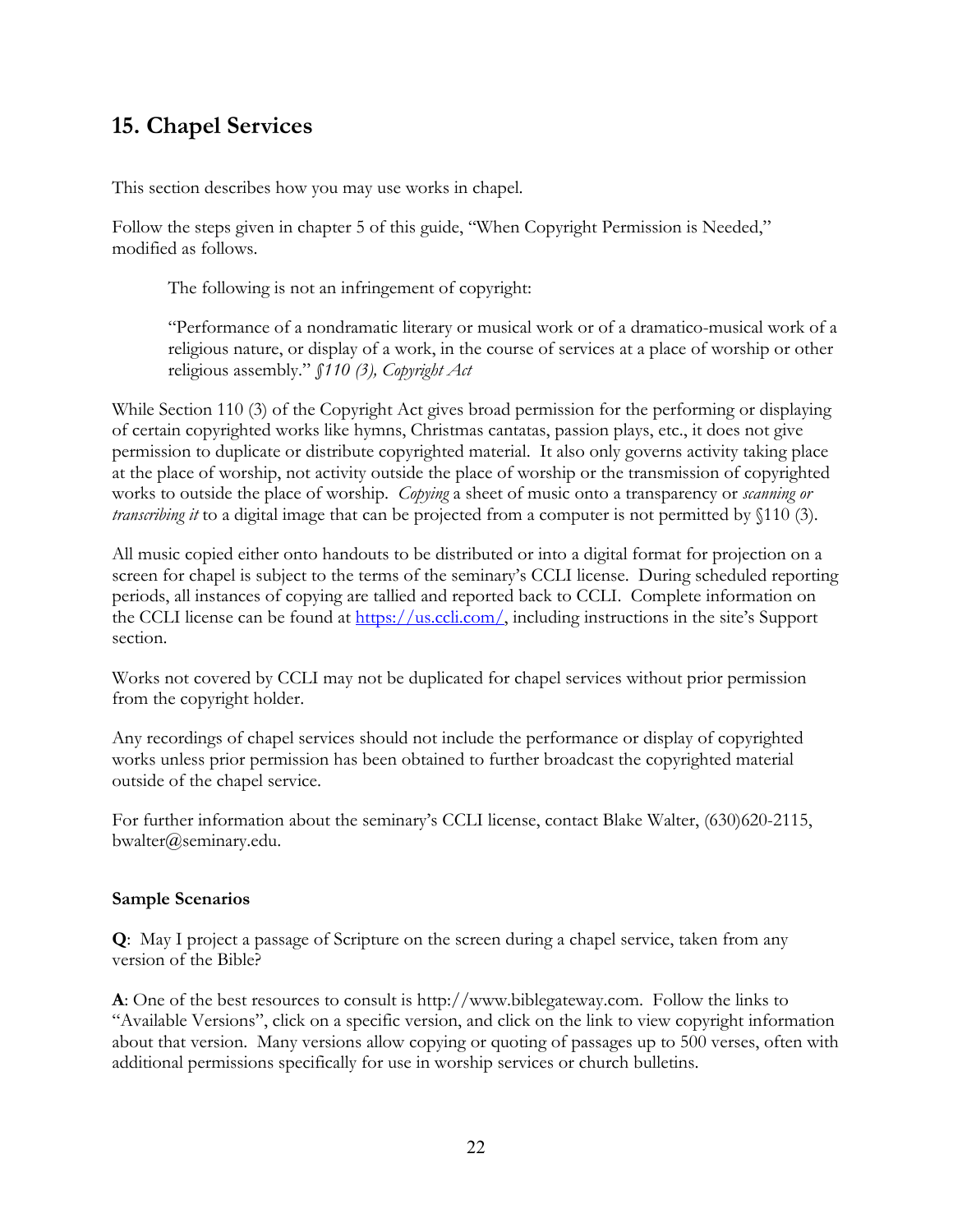## 15. Chapel Services

This section describes how you may use works in chapel.

Follow the steps given in chapter 5 of this guide, "When Copyright Permission is Needed," modified as follows.

> The following is not an infringement of copyright:
>
> "Performance of a nondramatic literary or musical work or of a dramatico-musical work of a religious nature, or display of a work, in the course of services at a place of worship or other religious assembly." *§110 (3), Copyright Act*

While Section 110 (3) of the Copyright Act gives broad permission for the performing or displaying of certain copyrighted works like hymns, Christmas cantatas, passion plays, etc., it does not give permission to duplicate or distribute copyrighted material. It also only governs activity taking place at the place of worship, not activity outside the place of worship or the transmission of copyrighted works to outside the place of worship. *Copying* a sheet of music onto a transparency or *scanning or transcribing it* to a digital image that can be projected from a computer is not permitted by §110 (3).

All music copied either onto handouts to be distributed or into a digital format for projection on a screen for chapel is subject to the terms of the seminary's CCLI license. During scheduled reporting periods, all instances of copying are tallied and reported back to CCLI. Complete information on the CCLI license can be found at [https://us.ccli.com/](https://us.ccli.com/), including instructions in the site's Support section.

Works not covered by CCLI may not be duplicated for chapel services without prior permission from the copyright holder.

Any recordings of chapel services should not include the performance or display of copyrighted works unless prior permission has been obtained to further broadcast the copyrighted material outside of the chapel service.

For further information about the seminary's CCLI license, contact Blake Walter, (630)620-2115, bwalter@seminary.edu.

### Sample Scenarios

**Q**: May I project a passage of Scripture on the screen during a chapel service, taken from any version of the Bible?

**A**: One of the best resources to consult is http://www.biblegateway.com. Follow the links to "Available Versions", click on a specific version, and click on the link to view copyright information about that version. Many versions allow copying or quoting of passages up to 500 verses, often with additional permissions specifically for use in worship services or church bulletins.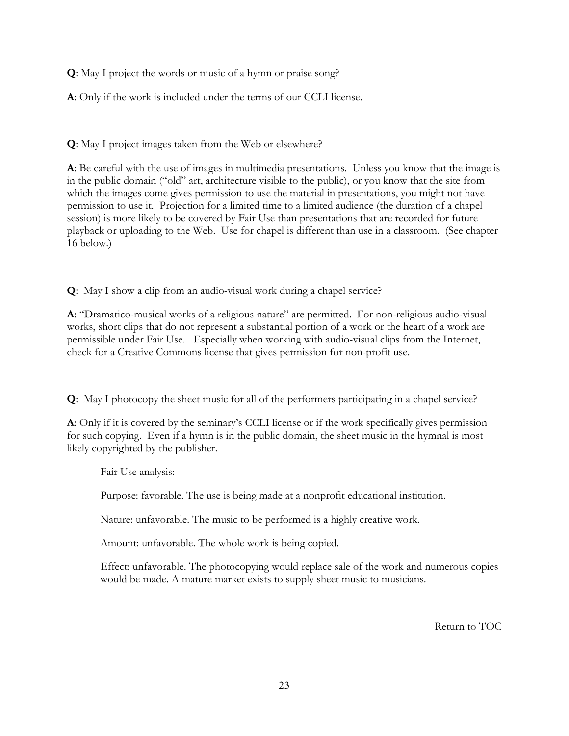**Q**: May I project the words or music of a hymn or praise song?

**A**: Only if the work is included under the terms of our CCLI license.

**Q**: May I project images taken from the Web or elsewhere?

**A**: Be careful with the use of images in multimedia presentations. Unless you know that the image is in the public domain ("old" art, architecture visible to the public), or you know that the site from which the images come gives permission to use the material in presentations, you might not have permission to use it. Projection for a limited time to a limited audience (the duration of a chapel session) is more likely to be covered by Fair Use than presentations that are recorded for future playback or uploading to the Web. Use for chapel is different than use in a classroom. (See chapter 16 below.)

**Q**: May I show a clip from an audio-visual work during a chapel service?

**A**: "Dramatico-musical works of a religious nature" are permitted. For non-religious audio-visual works, short clips that do not represent a substantial portion of a work or the heart of a work are permissible under Fair Use. Especially when working with audio-visual clips from the Internet, check for a Creative Commons license that gives permission for non-profit use.

**Q**: May I photocopy the sheet music for all of the performers participating in a chapel service?

**A**: Only if it is covered by the seminary's CCLI license or if the work specifically gives permission for such copying. Even if a hymn is in the public domain, the sheet music in the hymnal is most likely copyrighted by the publisher.

> Fair Use analysis:
>
> Purpose: favorable. The use is being made at a nonprofit educational institution.
>
> Nature: unfavorable. The music to be performed is a highly creative work.
>
> Amount: unfavorable. The whole work is being copied.
>
> Effect: unfavorable. The photocopying would replace sale of the work and numerous copies would be made. A mature market exists to supply sheet music to musicians.

Return to TOC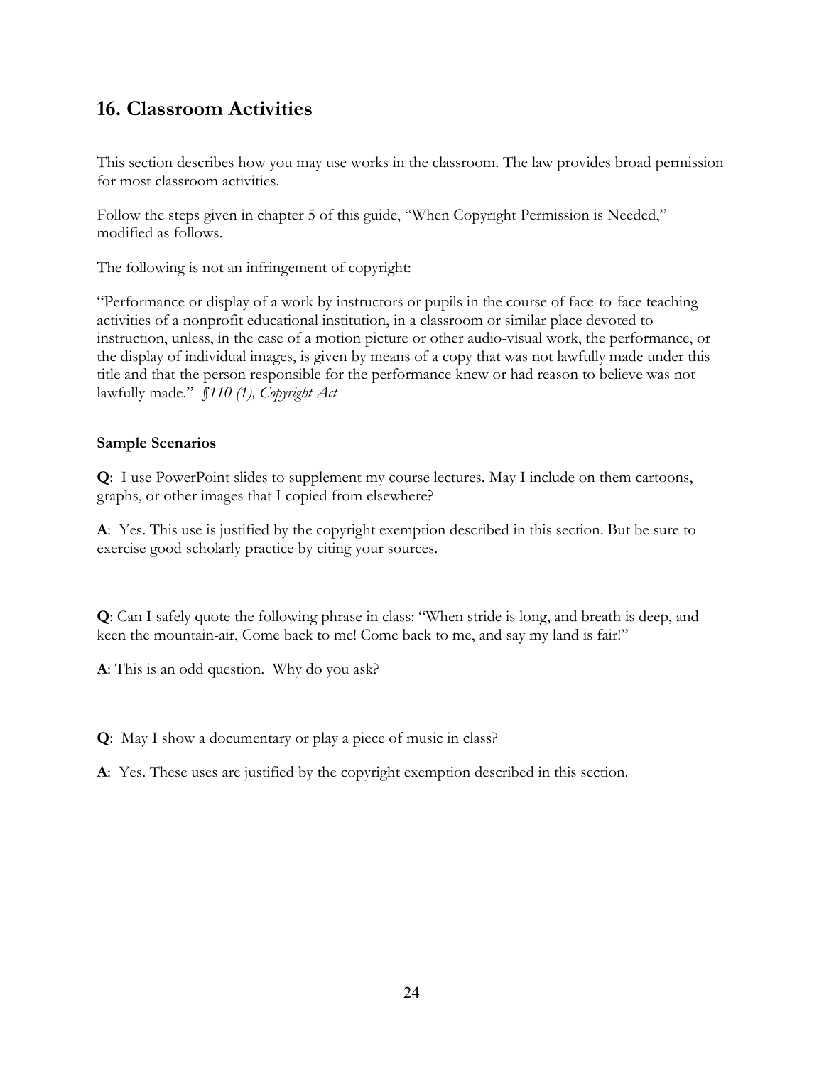## 16. Classroom Activities

This section describes how you may use works in the classroom. The law provides broad permission for most classroom activities.

Follow the steps given in chapter 5 of this guide, "When Copyright Permission is Needed," modified as follows.

The following is not an infringement of copyright:

"Performance or display of a work by instructors or pupils in the course of face-to-face teaching activities of a nonprofit educational institution, in a classroom or similar place devoted to instruction, unless, in the case of a motion picture or other audio-visual work, the performance, or the display of individual images, is given by means of a copy that was not lawfully made under this title and that the person responsible for the performance knew or had reason to believe was not lawfully made." *§110 (1), Copyright Act*

**Sample Scenarios**

**Q**: I use PowerPoint slides to supplement my course lectures. May I include on them cartoons, graphs, or other images that I copied from elsewhere?

**A**: Yes. This use is justified by the copyright exemption described in this section. But be sure to exercise good scholarly practice by citing your sources.

**Q**: Can I safely quote the following phrase in class: "When stride is long, and breath is deep, and keen the mountain-air, Come back to me! Come back to me, and say my land is fair!"

**A**: This is an odd question. Why do you ask?

**Q**: May I show a documentary or play a piece of music in class?

**A**: Yes. These uses are justified by the copyright exemption described in this section.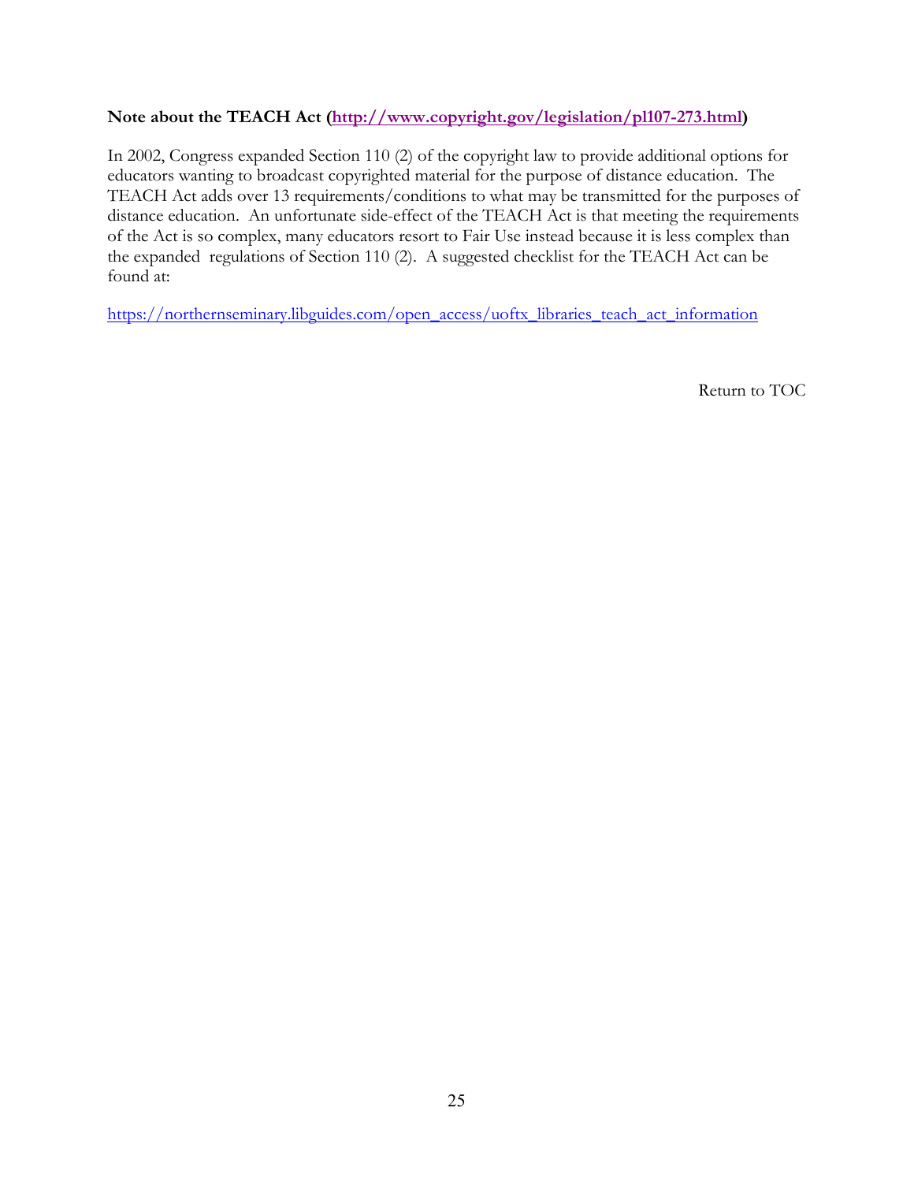**Note about the TEACH Act (http://www.copyright.gov/legislation/pl107-273.html)**

In 2002, Congress expanded Section 110 (2) of the copyright law to provide additional options for educators wanting to broadcast copyrighted material for the purpose of distance education. The TEACH Act adds over 13 requirements/conditions to what may be transmitted for the purposes of distance education. An unfortunate side-effect of the TEACH Act is that meeting the requirements of the Act is so complex, many educators resort to Fair Use instead because it is less complex than the expanded regulations of Section 110 (2). A suggested checklist for the TEACH Act can be found at:

https://northernseminary.libguides.com/open_access/uoftx_libraries_teach_act_information

Return to TOC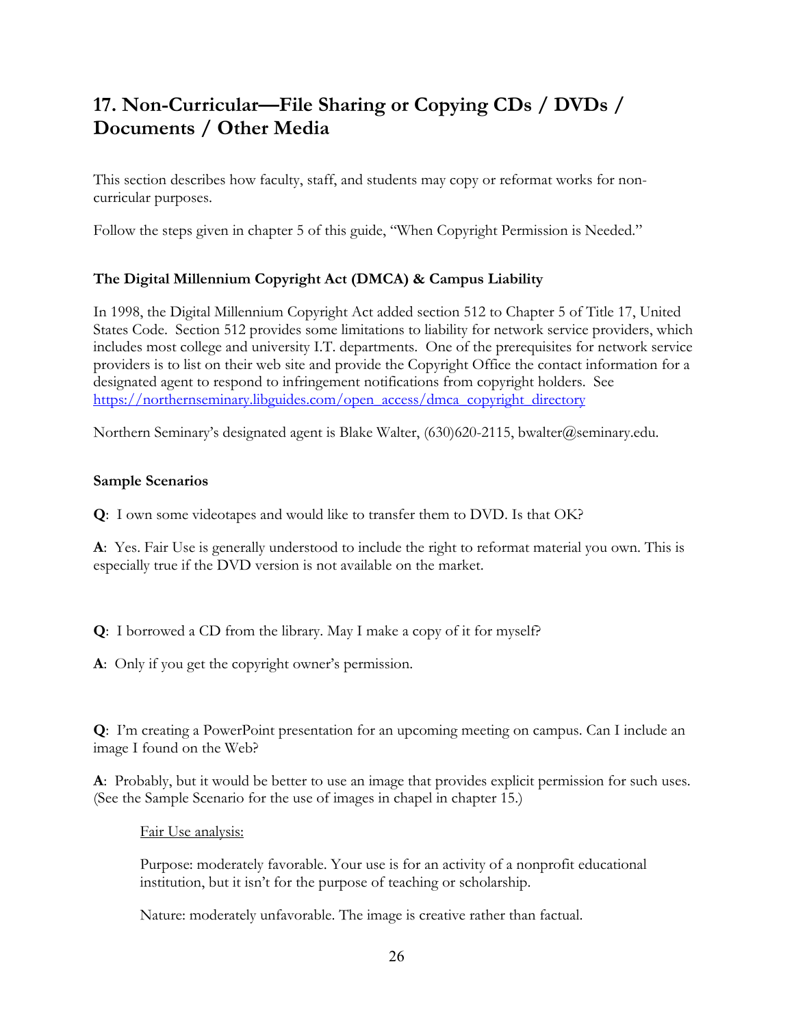## 17. Non-Curricular—File Sharing or Copying CDs / DVDs / Documents / Other Media

This section describes how faculty, staff, and students may copy or reformat works for non-curricular purposes.

Follow the steps given in chapter 5 of this guide, "When Copyright Permission is Needed."

### The Digital Millennium Copyright Act (DMCA) & Campus Liability

In 1998, the Digital Millennium Copyright Act added section 512 to Chapter 5 of Title 17, United States Code. Section 512 provides some limitations to liability for network service providers, which includes most college and university I.T. departments. One of the prerequisites for network service providers is to list on their web site and provide the Copyright Office the contact information for a designated agent to respond to infringement notifications from copyright holders. See [https://northernseminary.libguides.com/open_access/dmca_copyright_directory](https://northernseminary.libguides.com/open_access/dmca_copyright_directory)

Northern Seminary's designated agent is Blake Walter, (630)620-2115, bwalter@seminary.edu.

### Sample Scenarios

**Q**: I own some videotapes and would like to transfer them to DVD. Is that OK?

**A**: Yes. Fair Use is generally understood to include the right to reformat material you own. This is especially true if the DVD version is not available on the market.

**Q**: I borrowed a CD from the library. May I make a copy of it for myself?

**A**: Only if you get the copyright owner's permission.

**Q**: I'm creating a PowerPoint presentation for an upcoming meeting on campus. Can I include an image I found on the Web?

**A**: Probably, but it would be better to use an image that provides explicit permission for such uses. (See the Sample Scenario for the use of images in chapel in chapter 15.)

> Fair Use analysis:
>
> Purpose: moderately favorable. Your use is for an activity of a nonprofit educational institution, but it isn't for the purpose of teaching or scholarship.
>
> Nature: moderately unfavorable. The image is creative rather than factual.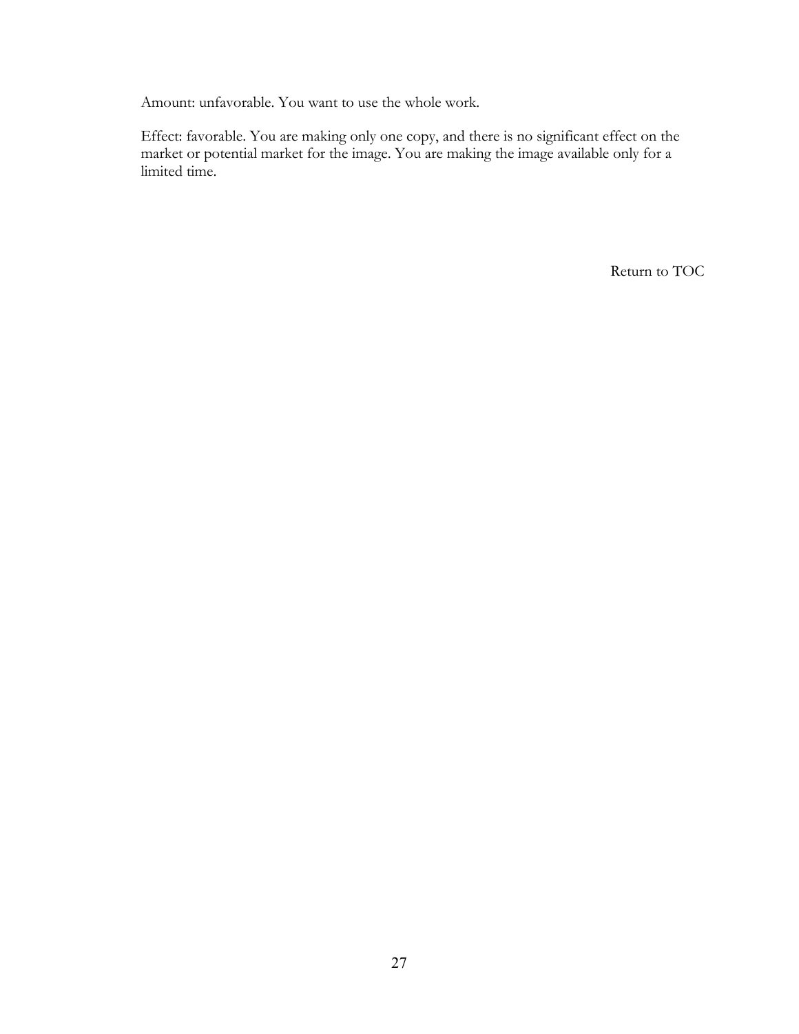Amount: unfavorable. You want to use the whole work.

Effect: favorable. You are making only one copy, and there is no significant effect on the market or potential market for the image. You are making the image available only for a limited time.

Return to TOC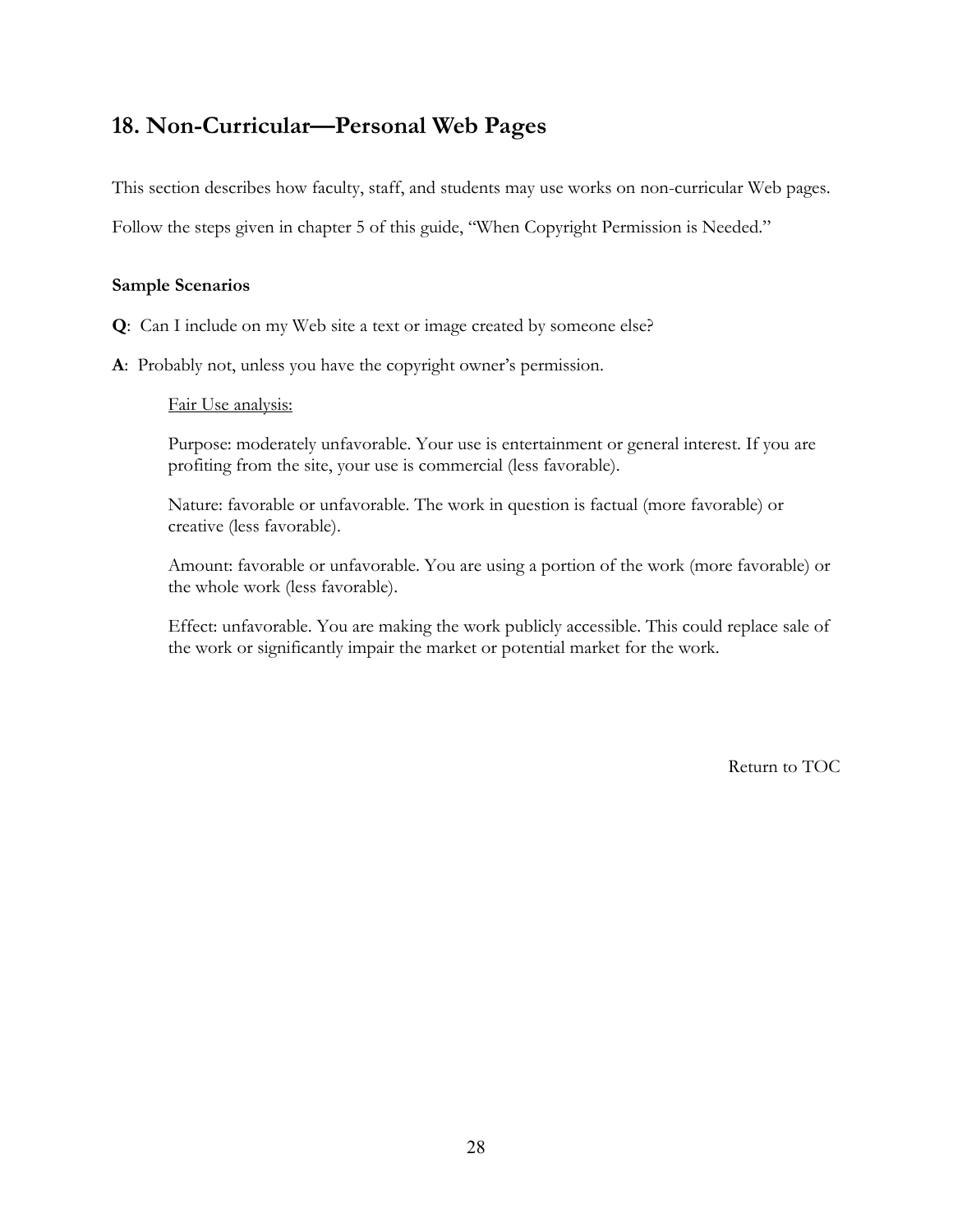## 18. Non-Curricular—Personal Web Pages

This section describes how faculty, staff, and students may use works on non-curricular Web pages.

Follow the steps given in chapter 5 of this guide, "When Copyright Permission is Needed."

### Sample Scenarios

**Q**: Can I include on my Web site a text or image created by someone else?

**A**: Probably not, unless you have the copyright owner's permission.

> Fair Use analysis:
>
> Purpose: moderately unfavorable. Your use is entertainment or general interest. If you are profiting from the site, your use is commercial (less favorable).
>
> Nature: favorable or unfavorable. The work in question is factual (more favorable) or creative (less favorable).
>
> Amount: favorable or unfavorable. You are using a portion of the work (more favorable) or the whole work (less favorable).
>
> Effect: unfavorable. You are making the work publicly accessible. This could replace sale of the work or significantly impair the market or potential market for the work.

Return to TOC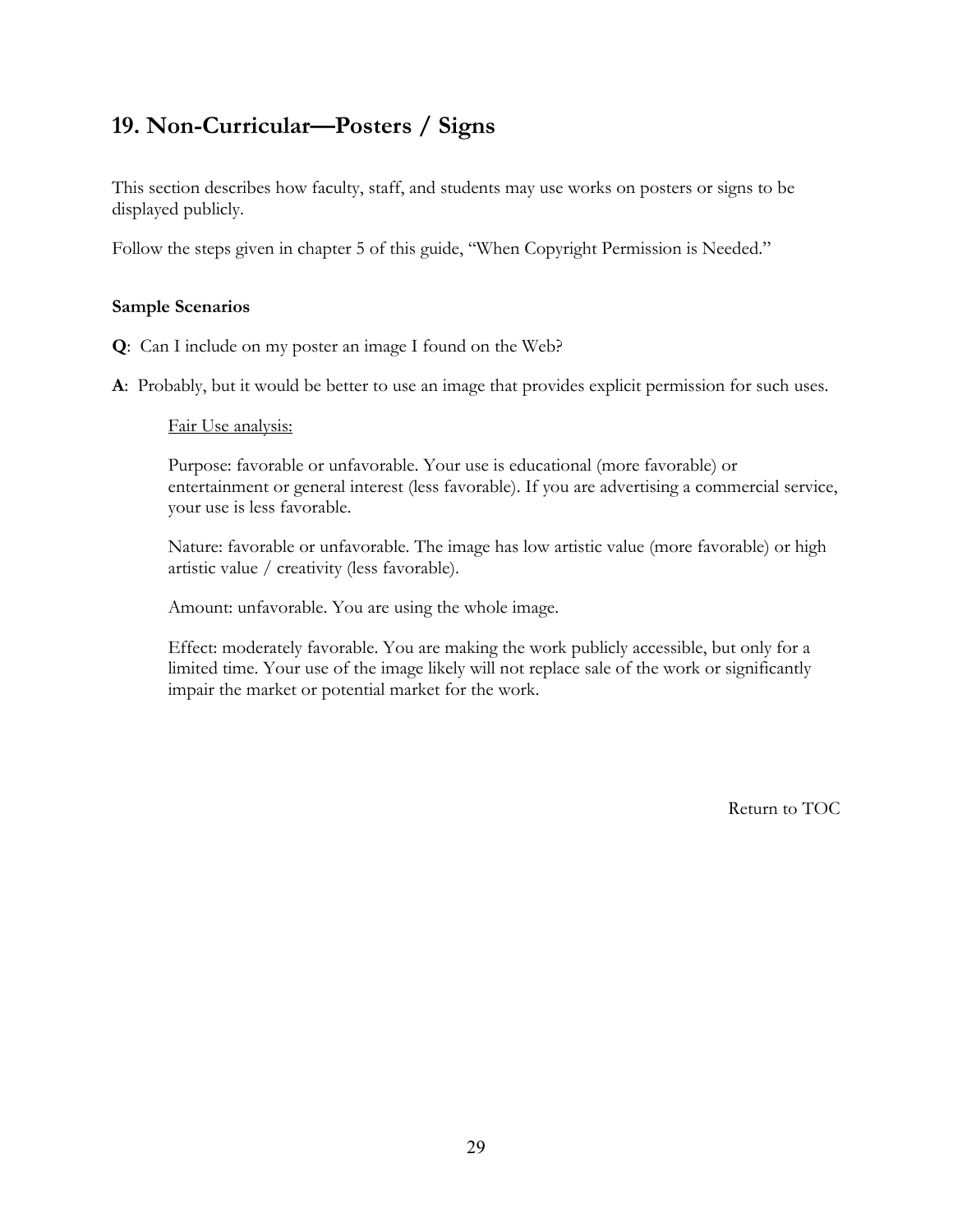## 19. Non-Curricular—Posters / Signs

This section describes how faculty, staff, and students may use works on posters or signs to be displayed publicly.

Follow the steps given in chapter 5 of this guide, "When Copyright Permission is Needed."

**Sample Scenarios**

**Q**: Can I include on my poster an image I found on the Web?

**A**: Probably, but it would be better to use an image that provides explicit permission for such uses.

Fair Use analysis:

Purpose: favorable or unfavorable. Your use is educational (more favorable) or entertainment or general interest (less favorable). If you are advertising a commercial service, your use is less favorable.

Nature: favorable or unfavorable. The image has low artistic value (more favorable) or high artistic value / creativity (less favorable).

Amount: unfavorable. You are using the whole image.

Effect: moderately favorable. You are making the work publicly accessible, but only for a limited time. Your use of the image likely will not replace sale of the work or significantly impair the market or potential market for the work.

Return to TOC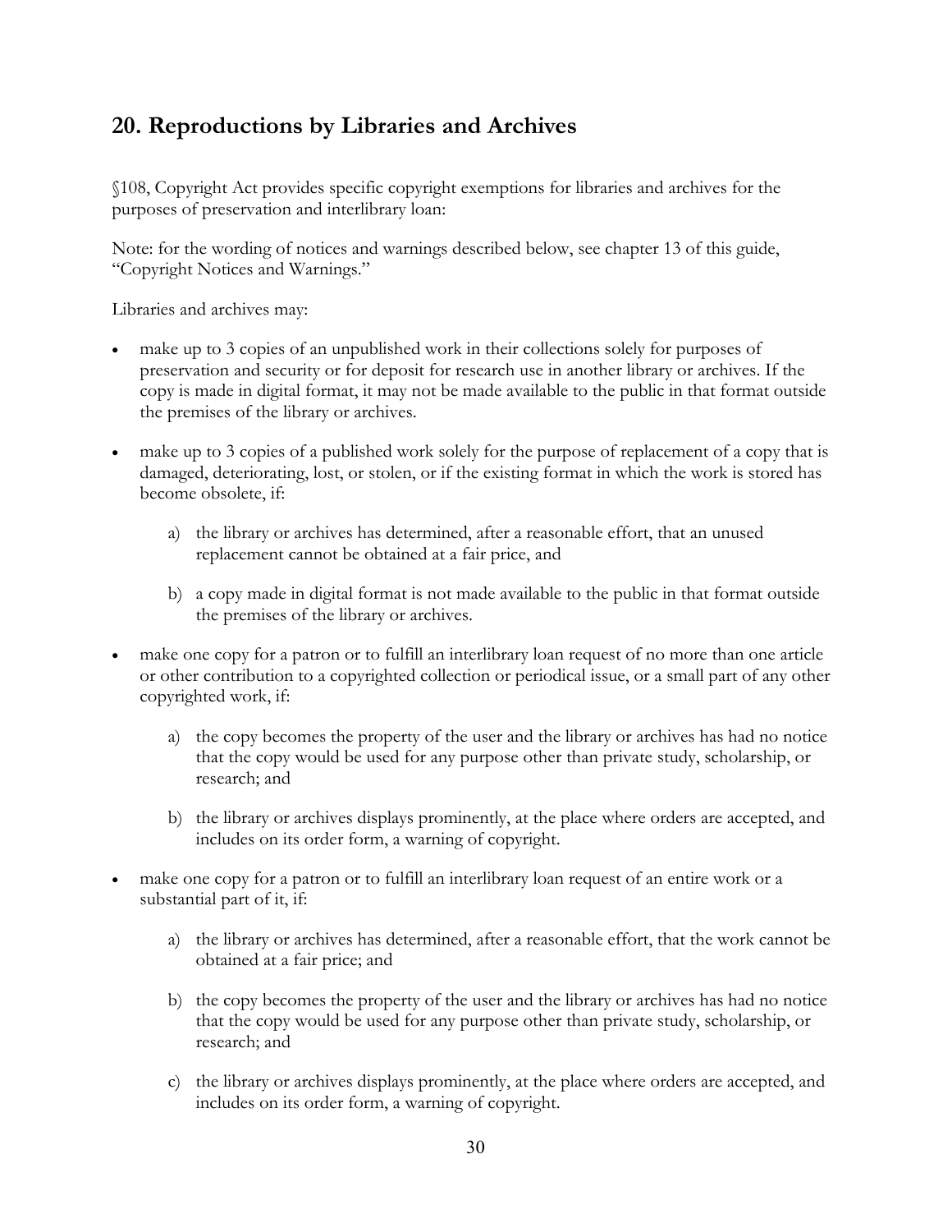## 20. Reproductions by Libraries and Archives

§108, Copyright Act provides specific copyright exemptions for libraries and archives for the purposes of preservation and interlibrary loan:

Note: for the wording of notices and warnings described below, see chapter 13 of this guide, "Copyright Notices and Warnings."

Libraries and archives may:

- make up to 3 copies of an unpublished work in their collections solely for purposes of preservation and security or for deposit for research use in another library or archives. If the copy is made in digital format, it may not be made available to the public in that format outside the premises of the library or archives.

- make up to 3 copies of a published work solely for the purpose of replacement of a copy that is damaged, deteriorating, lost, or stolen, or if the existing format in which the work is stored has become obsolete, if:

    a) the library or archives has determined, after a reasonable effort, that an unused replacement cannot be obtained at a fair price, and

    b) a copy made in digital format is not made available to the public in that format outside the premises of the library or archives.

- make one copy for a patron or to fulfill an interlibrary loan request of no more than one article or other contribution to a copyrighted collection or periodical issue, or a small part of any other copyrighted work, if:

    a) the copy becomes the property of the user and the library or archives has had no notice that the copy would be used for any purpose other than private study, scholarship, or research; and

    b) the library or archives displays prominently, at the place where orders are accepted, and includes on its order form, a warning of copyright.

- make one copy for a patron or to fulfill an interlibrary loan request of an entire work or a substantial part of it, if:

    a) the library or archives has determined, after a reasonable effort, that the work cannot be obtained at a fair price; and

    b) the copy becomes the property of the user and the library or archives has had no notice that the copy would be used for any purpose other than private study, scholarship, or research; and

    c) the library or archives displays prominently, at the place where orders are accepted, and includes on its order form, a warning of copyright.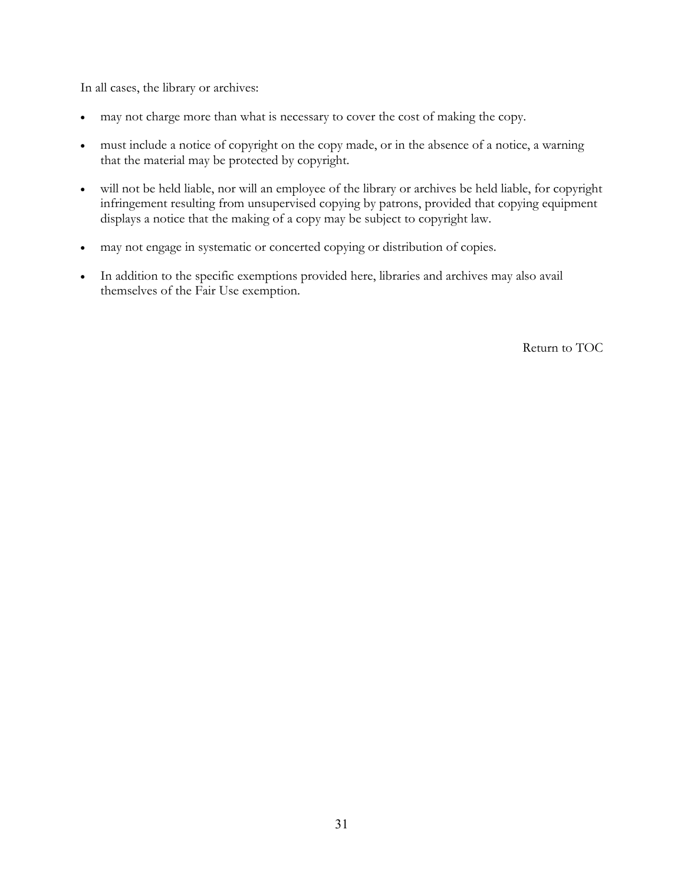In all cases, the library or archives:

- may not charge more than what is necessary to cover the cost of making the copy.
- must include a notice of copyright on the copy made, or in the absence of a notice, a warning that the material may be protected by copyright.
- will not be held liable, nor will an employee of the library or archives be held liable, for copyright infringement resulting from unsupervised copying by patrons, provided that copying equipment displays a notice that the making of a copy may be subject to copyright law.
- may not engage in systematic or concerted copying or distribution of copies.
- In addition to the specific exemptions provided here, libraries and archives may also avail themselves of the Fair Use exemption.

Return to TOC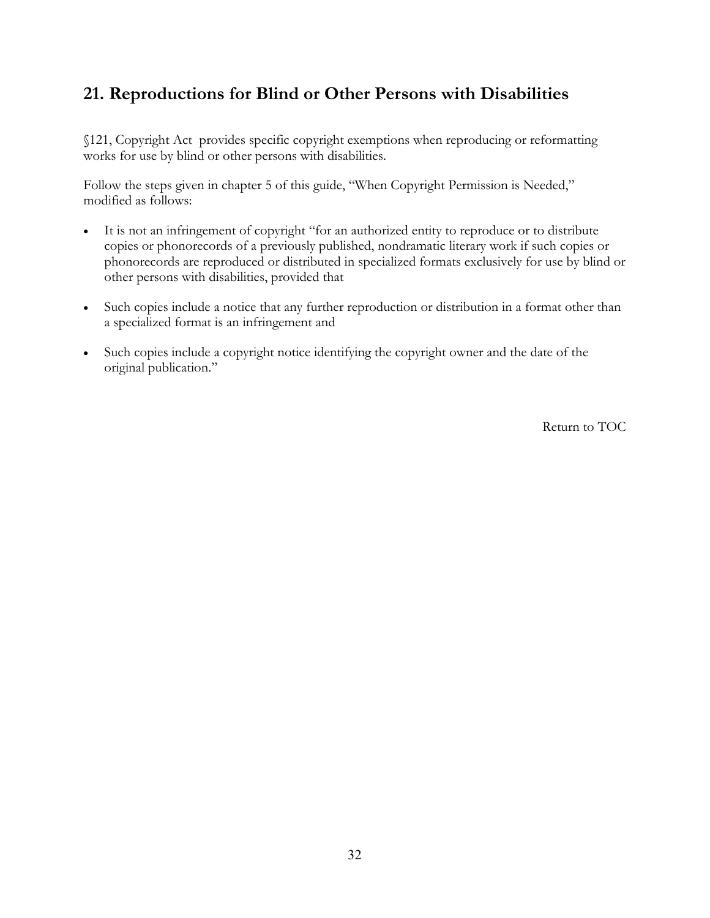## 21. Reproductions for Blind or Other Persons with Disabilities

§121, Copyright Act provides specific copyright exemptions when reproducing or reformatting works for use by blind or other persons with disabilities.

Follow the steps given in chapter 5 of this guide, "When Copyright Permission is Needed," modified as follows:

- It is not an infringement of copyright "for an authorized entity to reproduce or to distribute copies or phonorecords of a previously published, nondramatic literary work if such copies or phonorecords are reproduced or distributed in specialized formats exclusively for use by blind or other persons with disabilities, provided that
- Such copies include a notice that any further reproduction or distribution in a format other than a specialized format is an infringement and
- Such copies include a copyright notice identifying the copyright owner and the date of the original publication."

Return to TOC